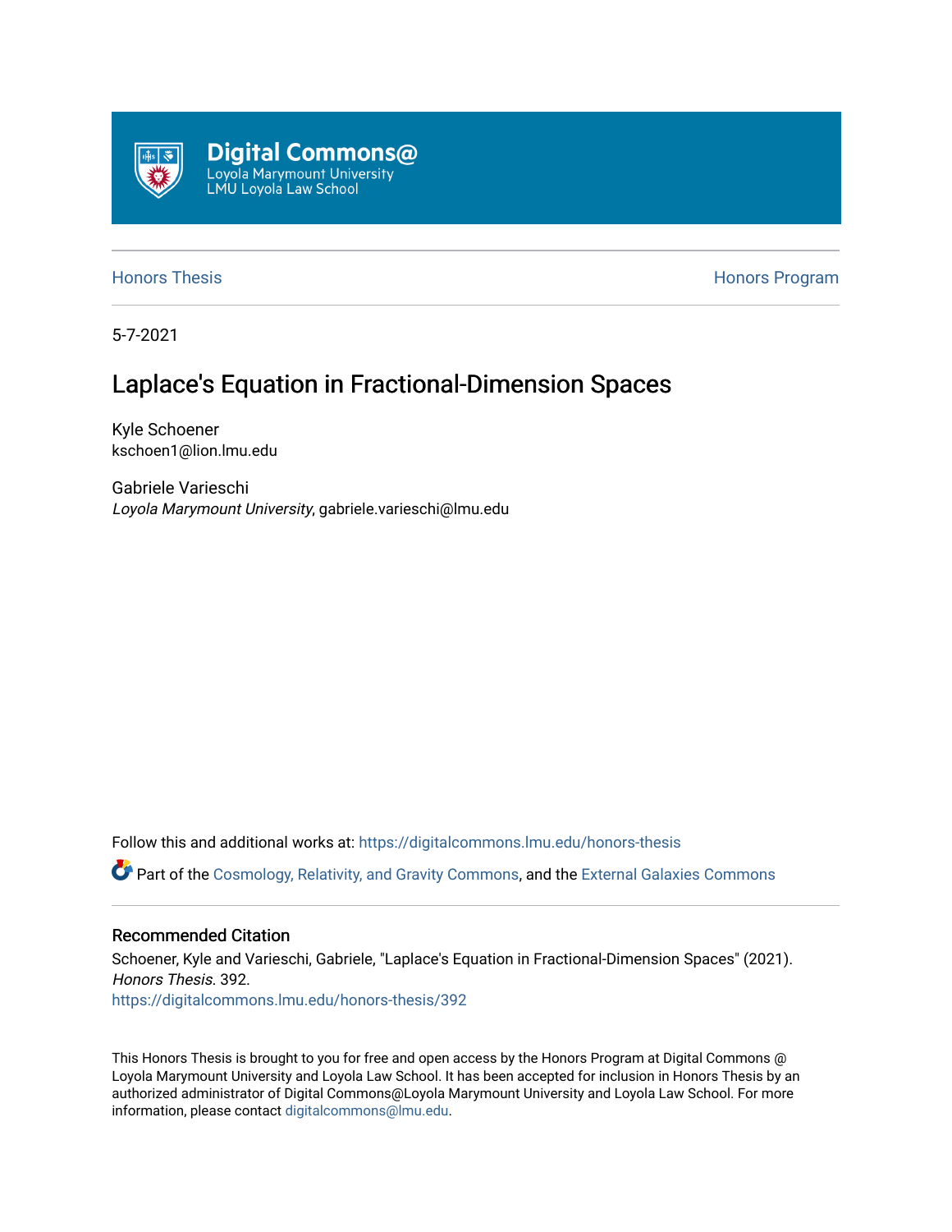Digital Commons@
Loyola Marymount University
LMU Loyola Law School

Honors Thesis

Honors Program

5-7-2021

# Laplace's Equation in Fractional-Dimension Spaces

Kyle Schoener
kschoen1@lion.lmu.edu

Gabriele Varieschi
*Loyola Marymount University*, gabriele.varieschi@lmu.edu

Follow this and additional works at: https://digitalcommons.lmu.edu/honors-thesis

Part of the Cosmology, Relativity, and Gravity Commons, and the External Galaxies Commons

## Recommended Citation

Schoener, Kyle and Varieschi, Gabriele, "Laplace's Equation in Fractional-Dimension Spaces" (2021). *Honors Thesis*. 392.
https://digitalcommons.lmu.edu/honors-thesis/392

This Honors Thesis is brought to you for free and open access by the Honors Program at Digital Commons @ Loyola Marymount University and Loyola Law School. It has been accepted for inclusion in Honors Thesis by an authorized administrator of Digital Commons@Loyola Marymount University and Loyola Law School. For more information, please contact digitalcommons@lmu.edu.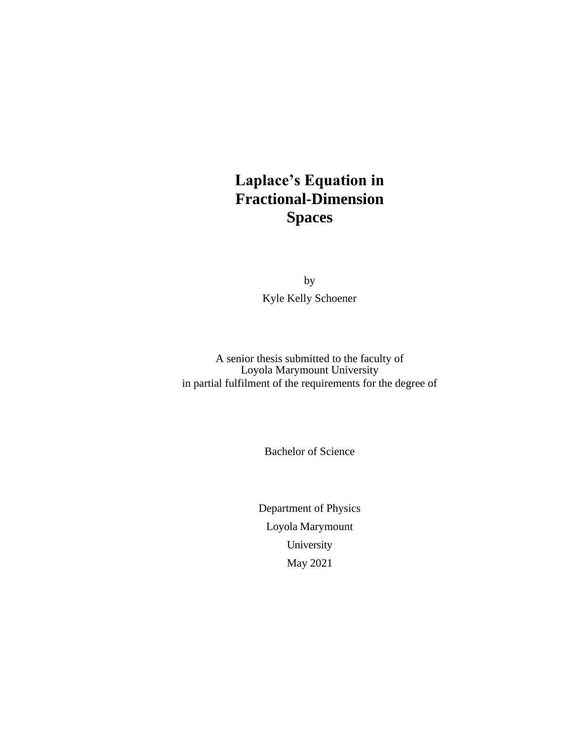# Laplace's Equation in Fractional-Dimension Spaces

by

Kyle Kelly Schoener

A senior thesis submitted to the faculty of
Loyola Marymount University
in partial fulfilment of the requirements for the degree of

Bachelor of Science

Department of Physics
Loyola Marymount
University
May 2021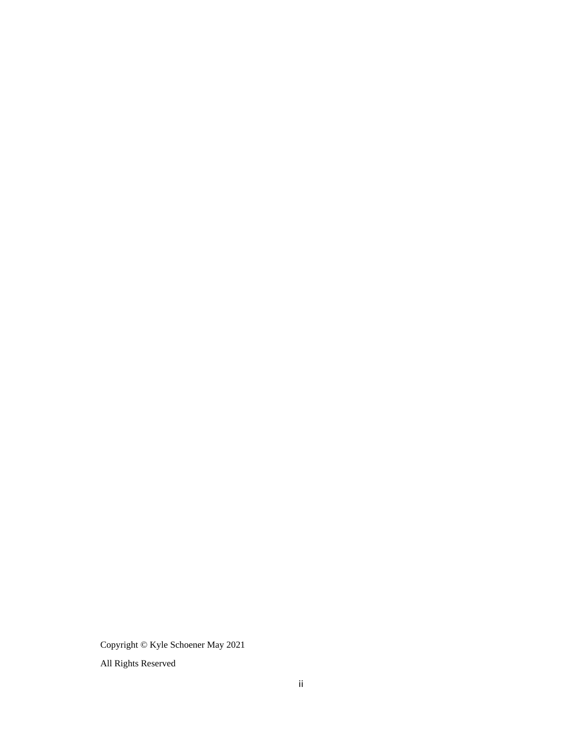Copyright © Kyle Schoener May 2021

All Rights Reserved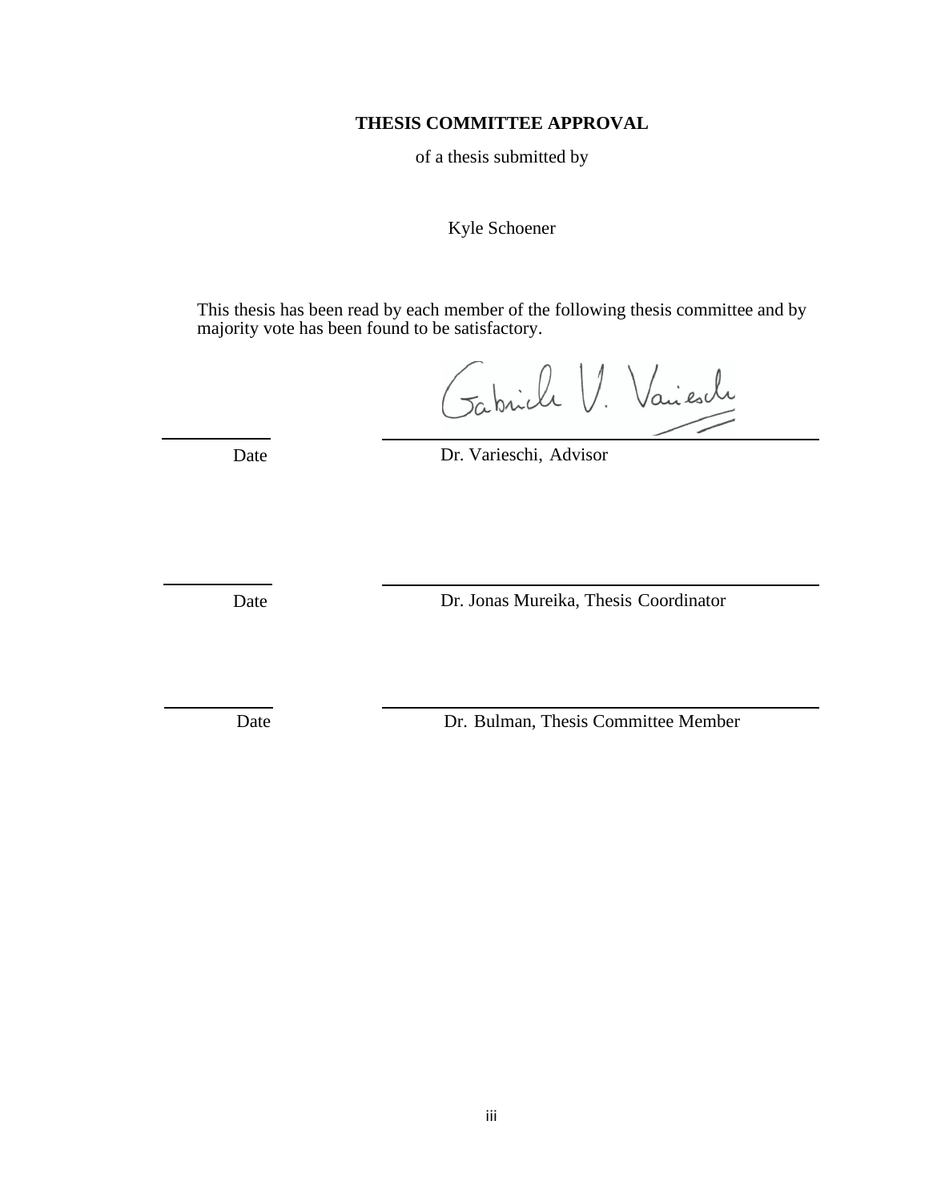**THESIS COMMITTEE APPROVAL**

of a thesis submitted by

Kyle Schoener

This thesis has been read by each member of the following thesis committee and by majority vote has been found to be satisfactory.

Gabriele V. Varieschi

| | |
|---|---|
| Date | Dr. Varieschi, Advisor |
| Date | Dr. Jonas Mureika, Thesis Coordinator |
| Date | Dr. Bulman, Thesis Committee Member |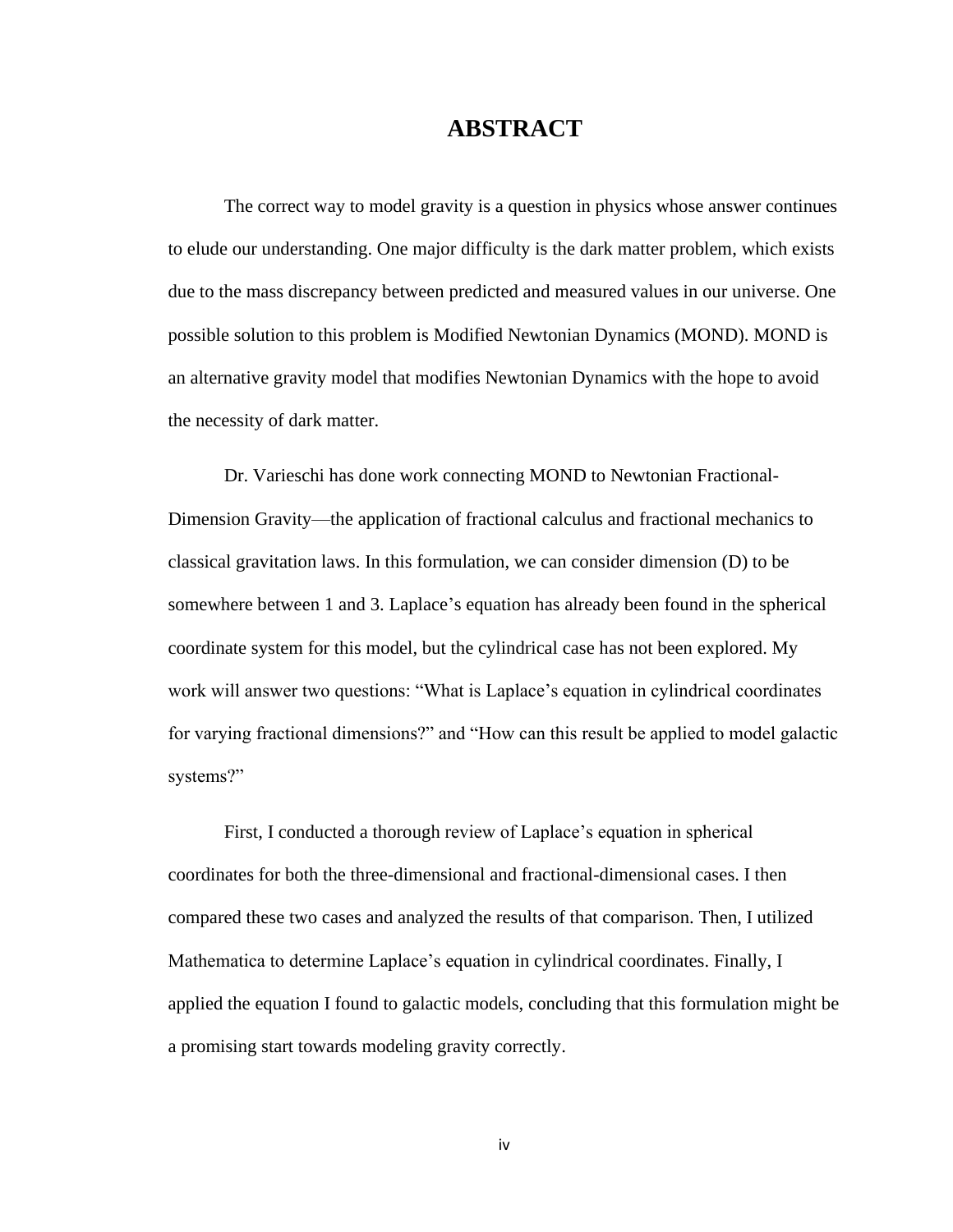# ABSTRACT

The correct way to model gravity is a question in physics whose answer continues to elude our understanding. One major difficulty is the dark matter problem, which exists due to the mass discrepancy between predicted and measured values in our universe. One possible solution to this problem is Modified Newtonian Dynamics (MOND). MOND is an alternative gravity model that modifies Newtonian Dynamics with the hope to avoid the necessity of dark matter.

Dr. Varieschi has done work connecting MOND to Newtonian Fractional-Dimension Gravity—the application of fractional calculus and fractional mechanics to classical gravitation laws. In this formulation, we can consider dimension (D) to be somewhere between 1 and 3. Laplace's equation has already been found in the spherical coordinate system for this model, but the cylindrical case has not been explored. My work will answer two questions: "What is Laplace's equation in cylindrical coordinates for varying fractional dimensions?" and "How can this result be applied to model galactic systems?"

First, I conducted a thorough review of Laplace's equation in spherical coordinates for both the three-dimensional and fractional-dimensional cases. I then compared these two cases and analyzed the results of that comparison. Then, I utilized Mathematica to determine Laplace's equation in cylindrical coordinates. Finally, I applied the equation I found to galactic models, concluding that this formulation might be a promising start towards modeling gravity correctly.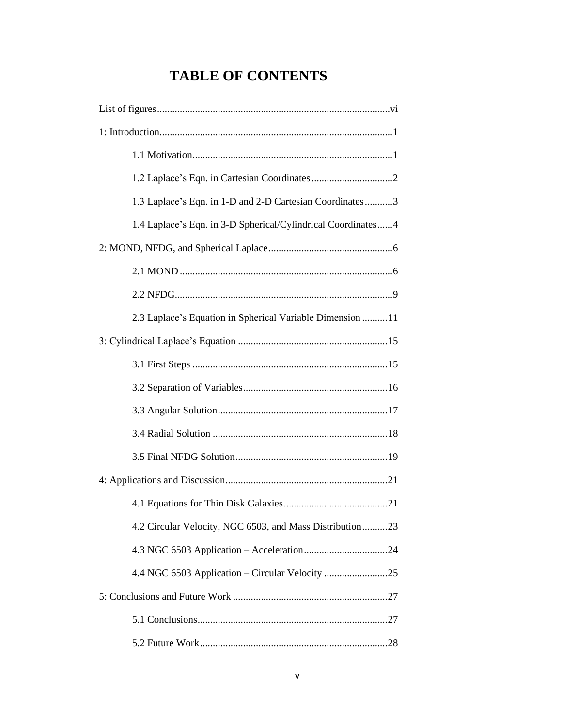# TABLE OF CONTENTS

List of figures....vi

1: Introduction....1

- 1.1 Motivation....1
- 1.2 Laplace's Eqn. in Cartesian Coordinates....2
- 1.3 Laplace's Eqn. in 1-D and 2-D Cartesian Coordinates....3
- 1.4 Laplace's Eqn. in 3-D Spherical/Cylindrical Coordinates....4

2: MOND, NFDG, and Spherical Laplace....6

- 2.1 MOND....6
- 2.2 NFDG....9
- 2.3 Laplace's Equation in Spherical Variable Dimension....11

3: Cylindrical Laplace's Equation....15

- 3.1 First Steps....15
- 3.2 Separation of Variables....16
- 3.3 Angular Solution....17
- 3.4 Radial Solution....18
- 3.5 Final NFDG Solution....19

4: Applications and Discussion....21

- 4.1 Equations for Thin Disk Galaxies....21
- 4.2 Circular Velocity, NGC 6503, and Mass Distribution....23
- 4.3 NGC 6503 Application – Acceleration....24
- 4.4 NGC 6503 Application – Circular Velocity....25

5: Conclusions and Future Work....27

- 5.1 Conclusions....27
- 5.2 Future Work....28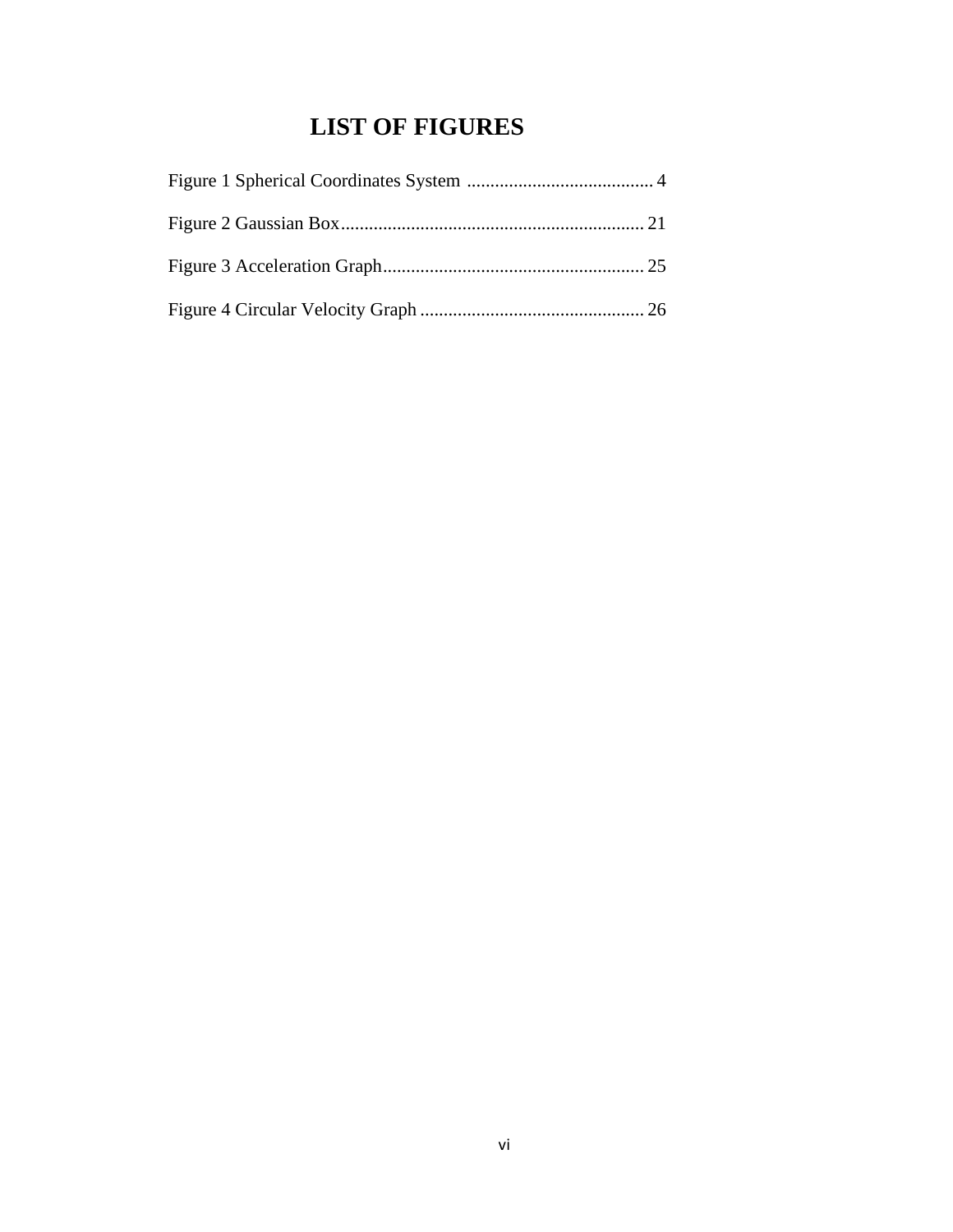# LIST OF FIGURES

Figure 1 Spherical Coordinates System ........................................ 4

Figure 2 Gaussian Box................................................................. 21

Figure 3 Acceleration Graph........................................................ 25

Figure 4 Circular Velocity Graph ................................................ 26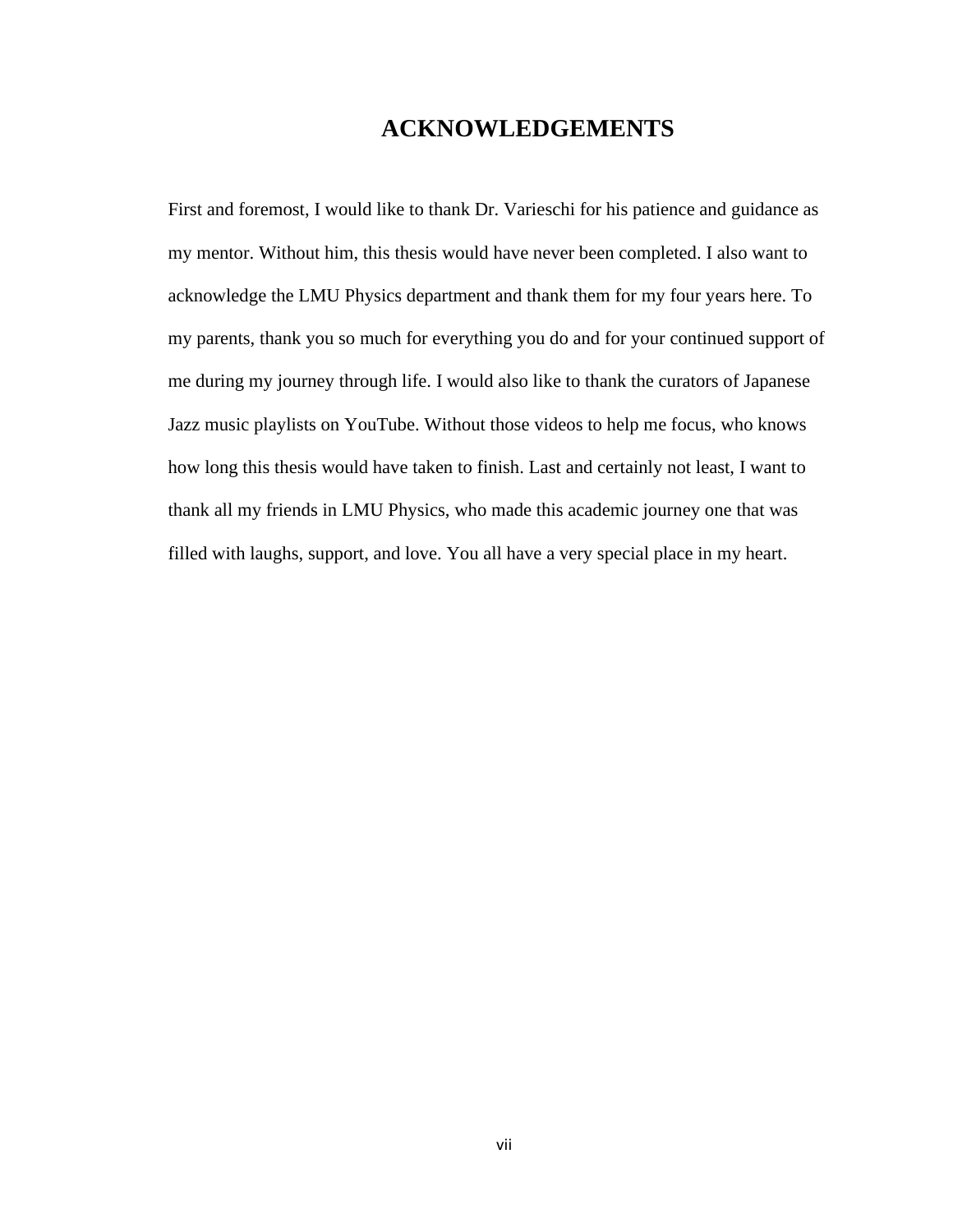# ACKNOWLEDGEMENTS

First and foremost, I would like to thank Dr. Varieschi for his patience and guidance as my mentor. Without him, this thesis would have never been completed. I also want to acknowledge the LMU Physics department and thank them for my four years here. To my parents, thank you so much for everything you do and for your continued support of me during my journey through life. I would also like to thank the curators of Japanese Jazz music playlists on YouTube. Without those videos to help me focus, who knows how long this thesis would have taken to finish. Last and certainly not least, I want to thank all my friends in LMU Physics, who made this academic journey one that was filled with laughs, support, and love. You all have a very special place in my heart.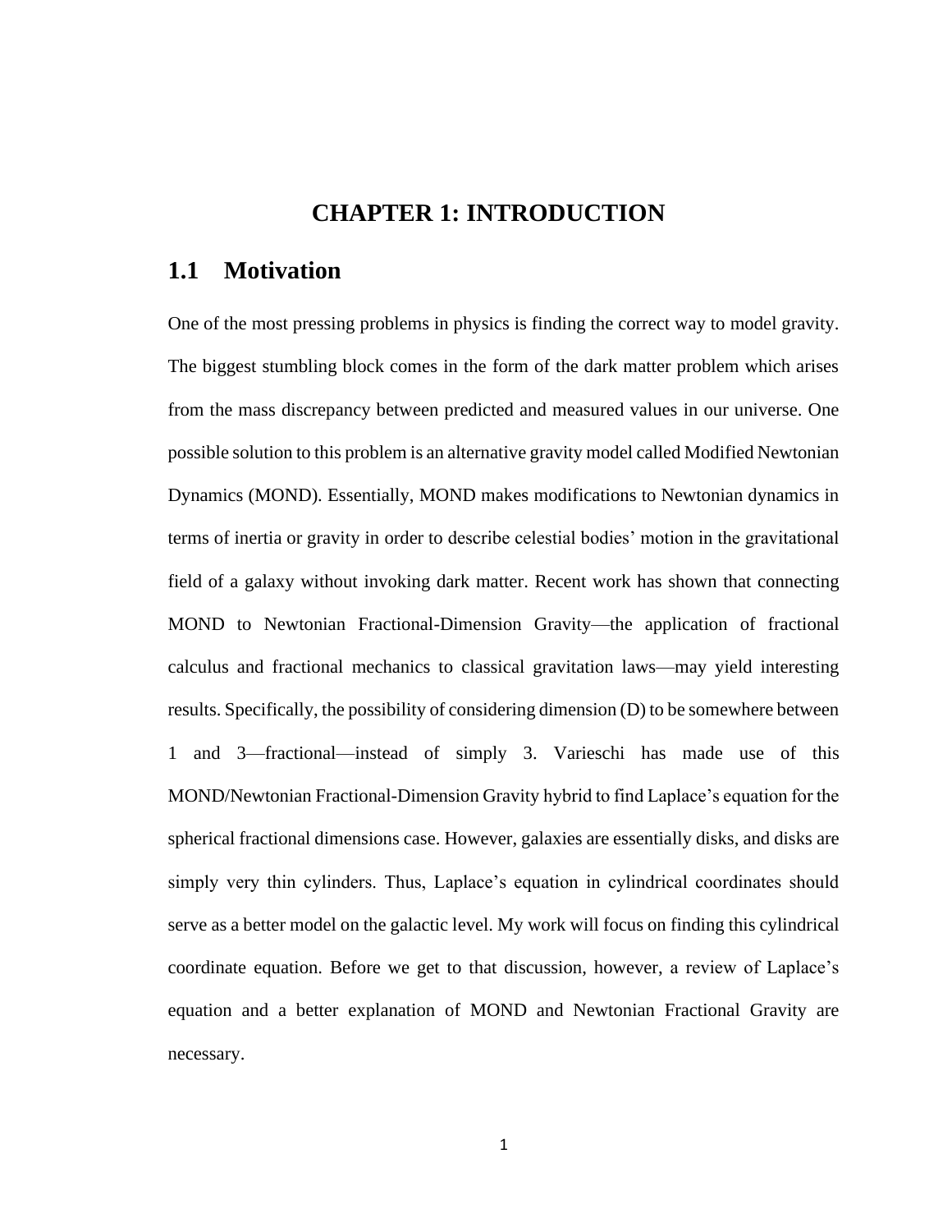# CHAPTER 1: INTRODUCTION

## 1.1 Motivation

One of the most pressing problems in physics is finding the correct way to model gravity. The biggest stumbling block comes in the form of the dark matter problem which arises from the mass discrepancy between predicted and measured values in our universe. One possible solution to this problem is an alternative gravity model called Modified Newtonian Dynamics (MOND). Essentially, MOND makes modifications to Newtonian dynamics in terms of inertia or gravity in order to describe celestial bodies' motion in the gravitational field of a galaxy without invoking dark matter. Recent work has shown that connecting MOND to Newtonian Fractional-Dimension Gravity—the application of fractional calculus and fractional mechanics to classical gravitation laws—may yield interesting results. Specifically, the possibility of considering dimension (D) to be somewhere between 1 and 3—fractional—instead of simply 3. Varieschi has made use of this MOND/Newtonian Fractional-Dimension Gravity hybrid to find Laplace's equation for the spherical fractional dimensions case. However, galaxies are essentially disks, and disks are simply very thin cylinders. Thus, Laplace's equation in cylindrical coordinates should serve as a better model on the galactic level. My work will focus on finding this cylindrical coordinate equation. Before we get to that discussion, however, a review of Laplace's equation and a better explanation of MOND and Newtonian Fractional Gravity are necessary.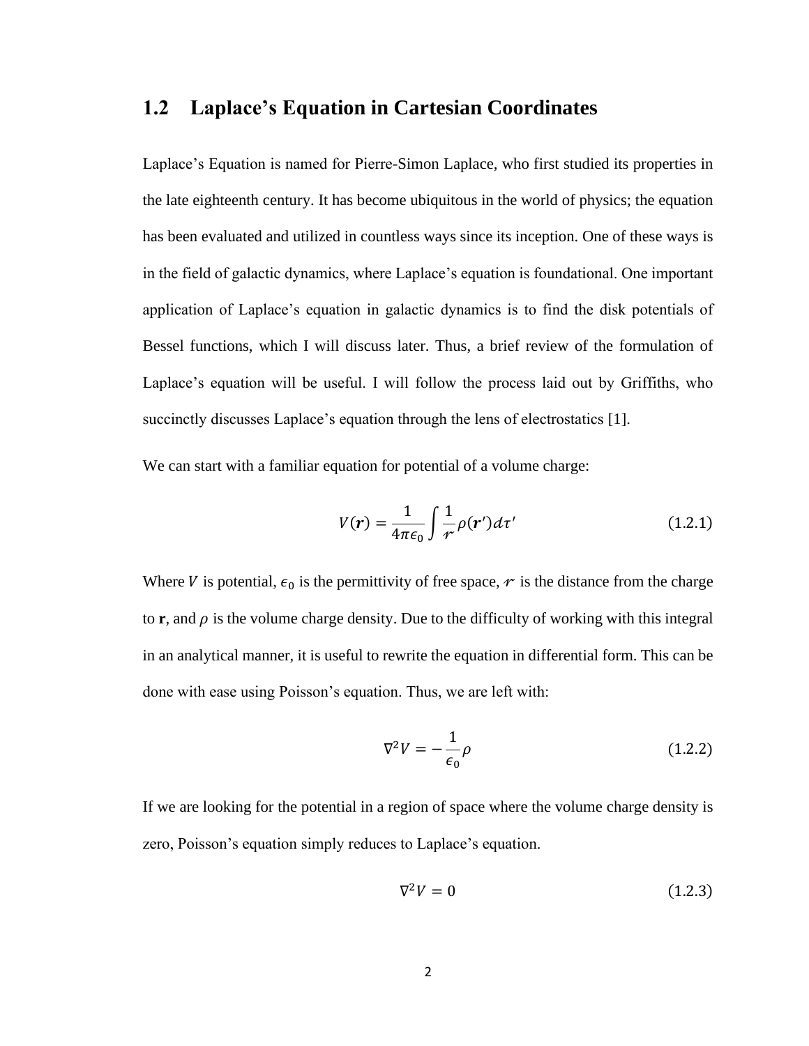## 1.2 Laplace's Equation in Cartesian Coordinates

Laplace's Equation is named for Pierre-Simon Laplace, who first studied its properties in the late eighteenth century. It has become ubiquitous in the world of physics; the equation has been evaluated and utilized in countless ways since its inception. One of these ways is in the field of galactic dynamics, where Laplace's equation is foundational. One important application of Laplace's equation in galactic dynamics is to find the disk potentials of Bessel functions, which I will discuss later. Thus, a brief review of the formulation of Laplace's equation will be useful. I will follow the process laid out by Griffiths, who succinctly discusses Laplace's equation through the lens of electrostatics [1].

We can start with a familiar equation for potential of a volume charge:

$$V(\boldsymbol{r}) = \frac{1}{4\pi\epsilon_0}\int \frac{1}{\mathscr{r}}\rho(\boldsymbol{r}')d\tau' \tag{1.2.1}$$

Where $V$ is potential, $\epsilon_0$ is the permittivity of free space, $\mathscr{r}$ is the distance from the charge to **r**, and $\rho$ is the volume charge density. Due to the difficulty of working with this integral in an analytical manner, it is useful to rewrite the equation in differential form. This can be done with ease using Poisson's equation. Thus, we are left with:

$$\nabla^2 V = -\frac{1}{\epsilon_0}\rho \tag{1.2.2}$$

If we are looking for the potential in a region of space where the volume charge density is zero, Poisson's equation simply reduces to Laplace's equation.

$$\nabla^2 V = 0 \tag{1.2.3}$$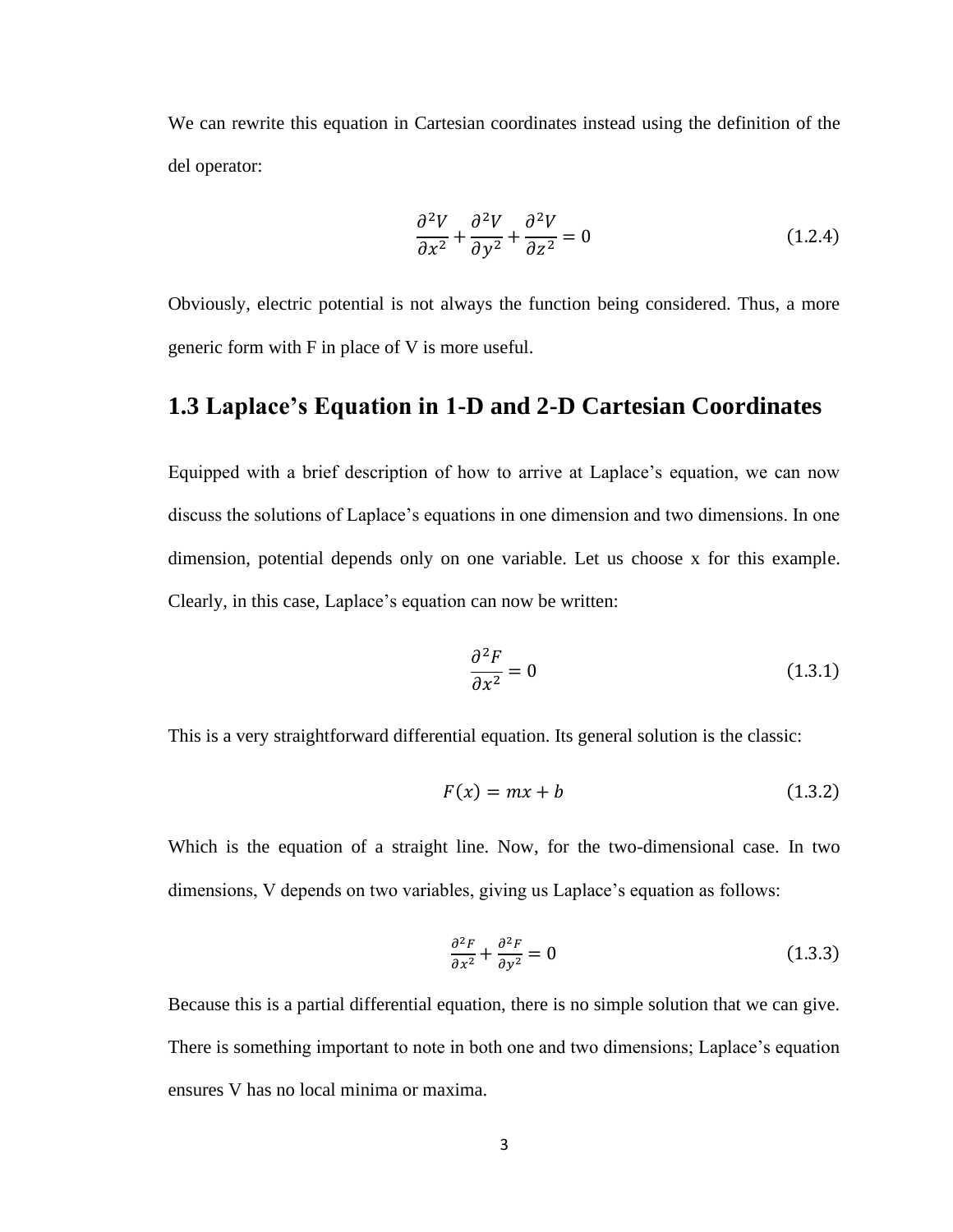We can rewrite this equation in Cartesian coordinates instead using the definition of the del operator:

$$\frac{\partial^2 V}{\partial x^2} + \frac{\partial^2 V}{\partial y^2} + \frac{\partial^2 V}{\partial z^2} = 0 \tag{1.2.4}$$

Obviously, electric potential is not always the function being considered. Thus, a more generic form with F in place of V is more useful.

## 1.3 Laplace's Equation in 1-D and 2-D Cartesian Coordinates

Equipped with a brief description of how to arrive at Laplace's equation, we can now discuss the solutions of Laplace's equations in one dimension and two dimensions. In one dimension, potential depends only on one variable. Let us choose x for this example. Clearly, in this case, Laplace's equation can now be written:

$$\frac{\partial^2 F}{\partial x^2} = 0 \tag{1.3.1}$$

This is a very straightforward differential equation. Its general solution is the classic:

$$F(x) = mx + b \tag{1.3.2}$$

Which is the equation of a straight line. Now, for the two-dimensional case. In two dimensions, V depends on two variables, giving us Laplace's equation as follows:

$$\frac{\partial^2 F}{\partial x^2} + \frac{\partial^2 F}{\partial y^2} = 0 \tag{1.3.3}$$

Because this is a partial differential equation, there is no simple solution that we can give. There is something important to note in both one and two dimensions; Laplace's equation ensures V has no local minima or maxima.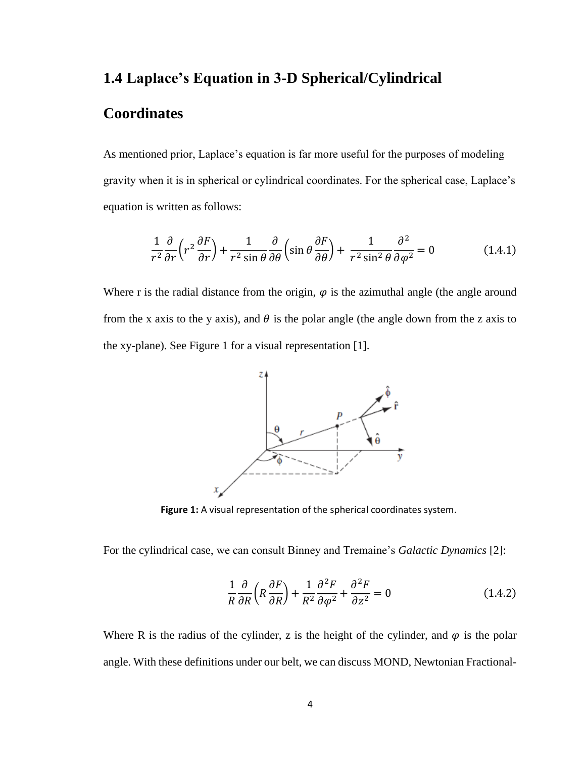## 1.4 Laplace's Equation in 3-D Spherical/Cylindrical Coordinates

As mentioned prior, Laplace's equation is far more useful for the purposes of modeling gravity when it is in spherical or cylindrical coordinates. For the spherical case, Laplace's equation is written as follows:

$$\frac{1}{r^2}\frac{\partial}{\partial r}\left(r^2\frac{\partial F}{\partial r}\right)+\frac{1}{r^2\sin\theta}\frac{\partial}{\partial\theta}\left(\sin\theta\frac{\partial F}{\partial\theta}\right)+\frac{1}{r^2\sin^2\theta}\frac{\partial^2}{\partial\varphi^2}=0 \tag{1.4.1}$$

Where r is the radial distance from the origin, $\varphi$ is the azimuthal angle (the angle around from the x axis to the y axis), and $\theta$ is the polar angle (the angle down from the z axis to the xy-plane). See Figure 1 for a visual representation [1].

**Figure 1:** A visual representation of the spherical coordinates system.

For the cylindrical case, we can consult Binney and Tremaine's *Galactic Dynamics* [2]:

$$\frac{1}{R}\frac{\partial}{\partial R}\left(R\frac{\partial F}{\partial R}\right)+\frac{1}{R^2}\frac{\partial^2 F}{\partial\varphi^2}+\frac{\partial^2 F}{\partial z^2}=0 \tag{1.4.2}$$

Where R is the radius of the cylinder, z is the height of the cylinder, and $\varphi$ is the polar angle. With these definitions under our belt, we can discuss MOND, Newtonian Fractional-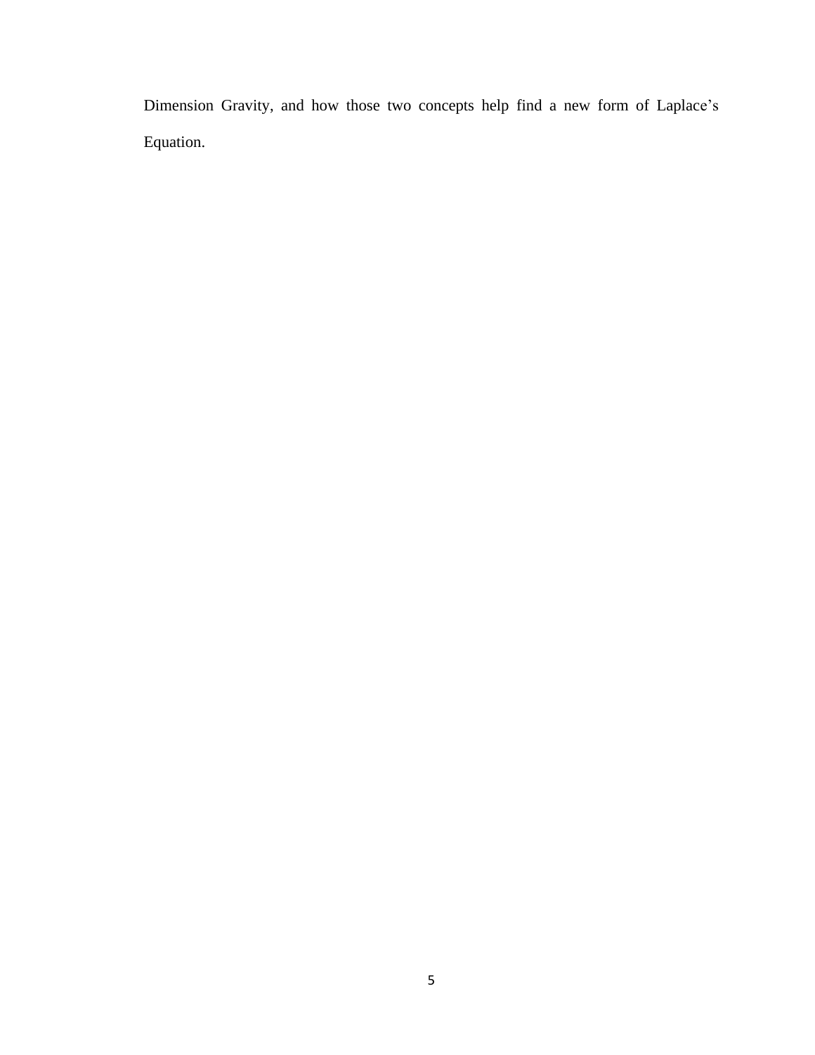Dimension Gravity, and how those two concepts help find a new form of Laplace's Equation.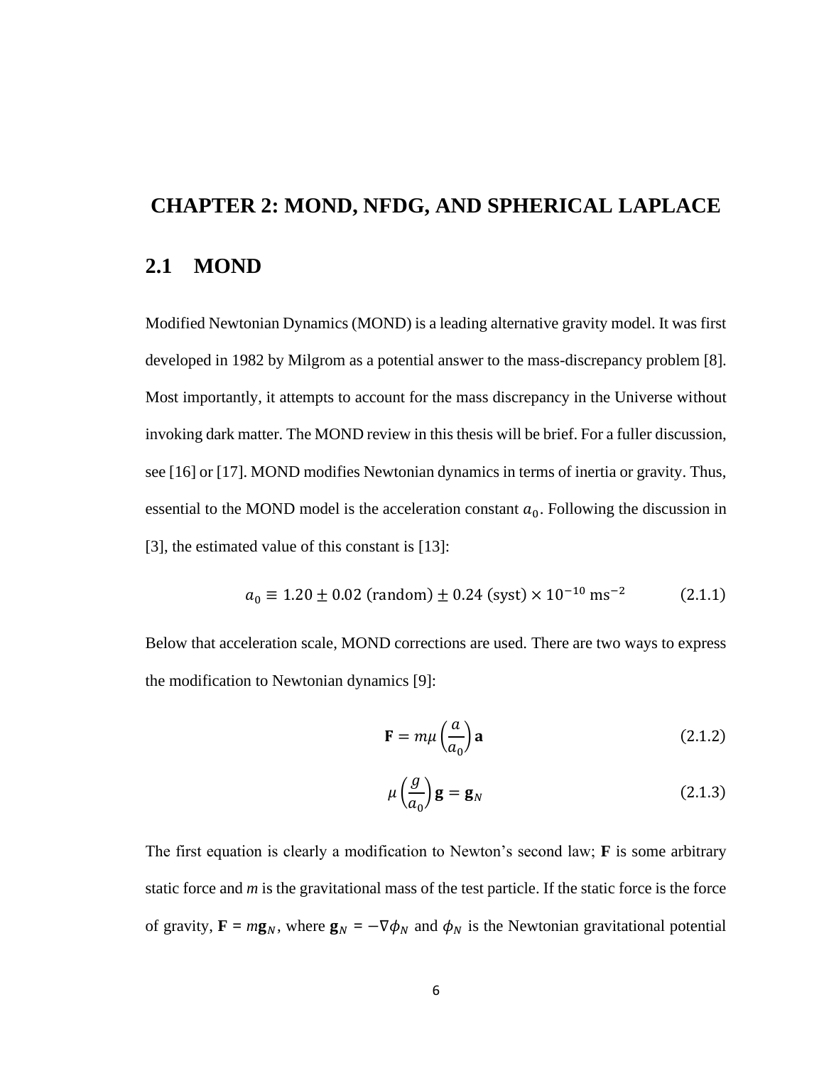# CHAPTER 2: MOND, NFDG, AND SPHERICAL LAPLACE

## 2.1 MOND

Modified Newtonian Dynamics (MOND) is a leading alternative gravity model. It was first developed in 1982 by Milgrom as a potential answer to the mass-discrepancy problem [8]. Most importantly, it attempts to account for the mass discrepancy in the Universe without invoking dark matter. The MOND review in this thesis will be brief. For a fuller discussion, see [16] or [17]. MOND modifies Newtonian dynamics in terms of inertia or gravity. Thus, essential to the MOND model is the acceleration constant $a_0$. Following the discussion in [3], the estimated value of this constant is [13]:

$$a_0 \equiv 1.20 \pm 0.02 \text{ (random)} \pm 0.24 \text{ (syst)} \times 10^{-10} \text{ ms}^{-2} \tag{2.1.1}$$

Below that acceleration scale, MOND corrections are used. There are two ways to express the modification to Newtonian dynamics [9]:

$$\mathbf{F} = m\mu\left(\frac{a}{a_0}\right)\mathbf{a} \tag{2.1.2}$$

$$\mu\left(\frac{g}{a_0}\right)\mathbf{g} = \mathbf{g}_N \tag{2.1.3}$$

The first equation is clearly a modification to Newton's second law; **F** is some arbitrary static force and *m* is the gravitational mass of the test particle. If the static force is the force of gravity, $\mathbf{F} = m\mathbf{g}_N$, where $\mathbf{g}_N = -\nabla\phi_N$ and $\phi_N$ is the Newtonian gravitational potential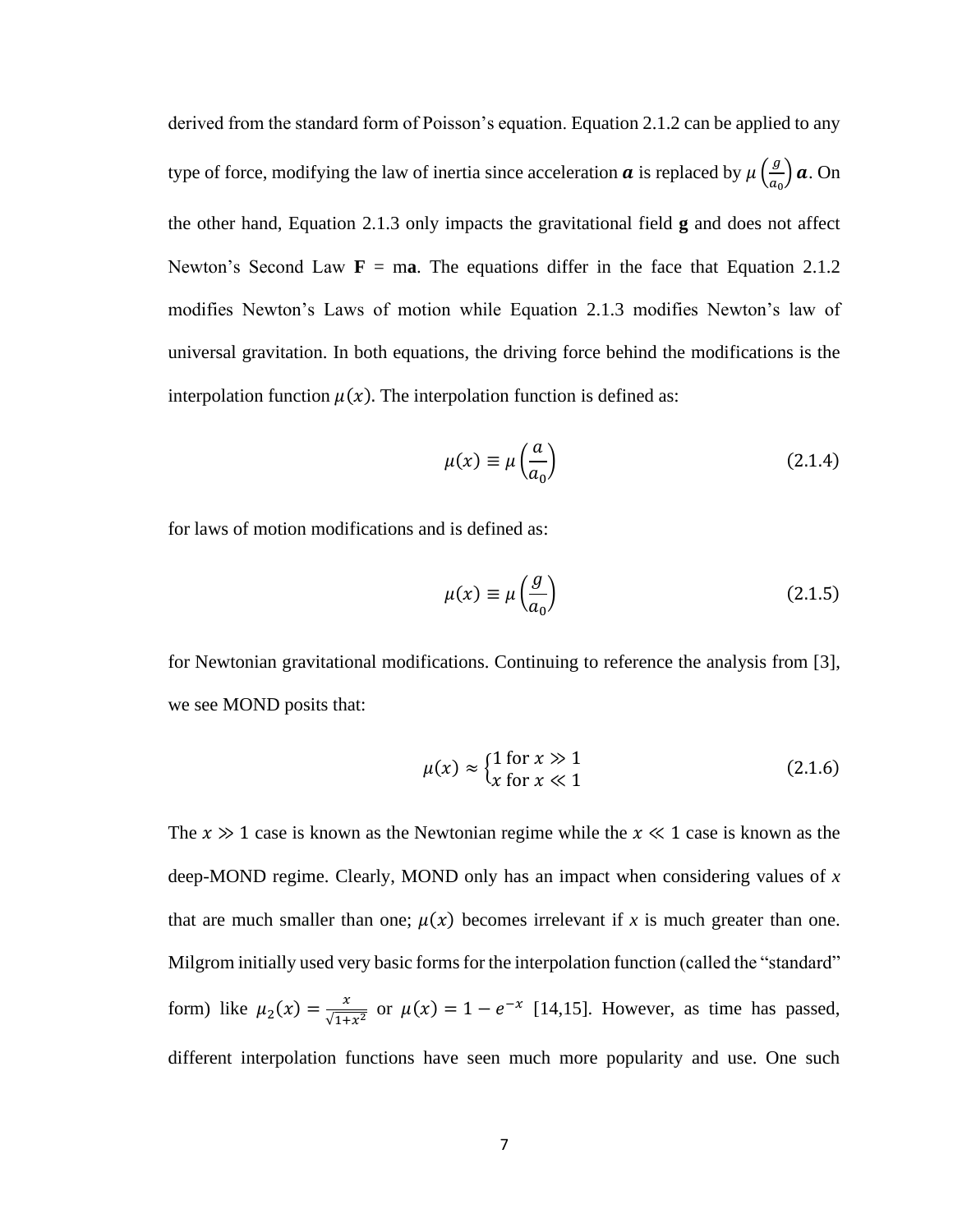derived from the standard form of Poisson's equation. Equation 2.1.2 can be applied to any type of force, modifying the law of inertia since acceleration $\boldsymbol{a}$ is replaced by $\mu\left(\frac{g}{a_0}\right)\boldsymbol{a}$. On the other hand, Equation 2.1.3 only impacts the gravitational field **g** and does not affect Newton's Second Law **F** = m**a**. The equations differ in the face that Equation 2.1.2 modifies Newton's Laws of motion while Equation 2.1.3 modifies Newton's law of universal gravitation. In both equations, the driving force behind the modifications is the interpolation function $\mu(x)$. The interpolation function is defined as:

$$\mu(x) \equiv \mu\left(\frac{a}{a_0}\right) \tag{2.1.4}$$

for laws of motion modifications and is defined as:

$$\mu(x) \equiv \mu\left(\frac{g}{a_0}\right) \tag{2.1.5}$$

for Newtonian gravitational modifications. Continuing to reference the analysis from [3], we see MOND posits that:

$$\mu(x) \approx \begin{cases} 1 \text{ for } x \gg 1 \\ x \text{ for } x \ll 1 \end{cases} \tag{2.1.6}$$

The $x \gg 1$ case is known as the Newtonian regime while the $x \ll 1$ case is known as the deep-MOND regime. Clearly, MOND only has an impact when considering values of $x$ that are much smaller than one; $\mu(x)$ becomes irrelevant if $x$ is much greater than one. Milgrom initially used very basic forms for the interpolation function (called the "standard" form) like $\mu_2(x) = \frac{x}{\sqrt{1+x^2}}$ or $\mu(x) = 1 - e^{-x}$ [14,15]. However, as time has passed, different interpolation functions have seen much more popularity and use. One such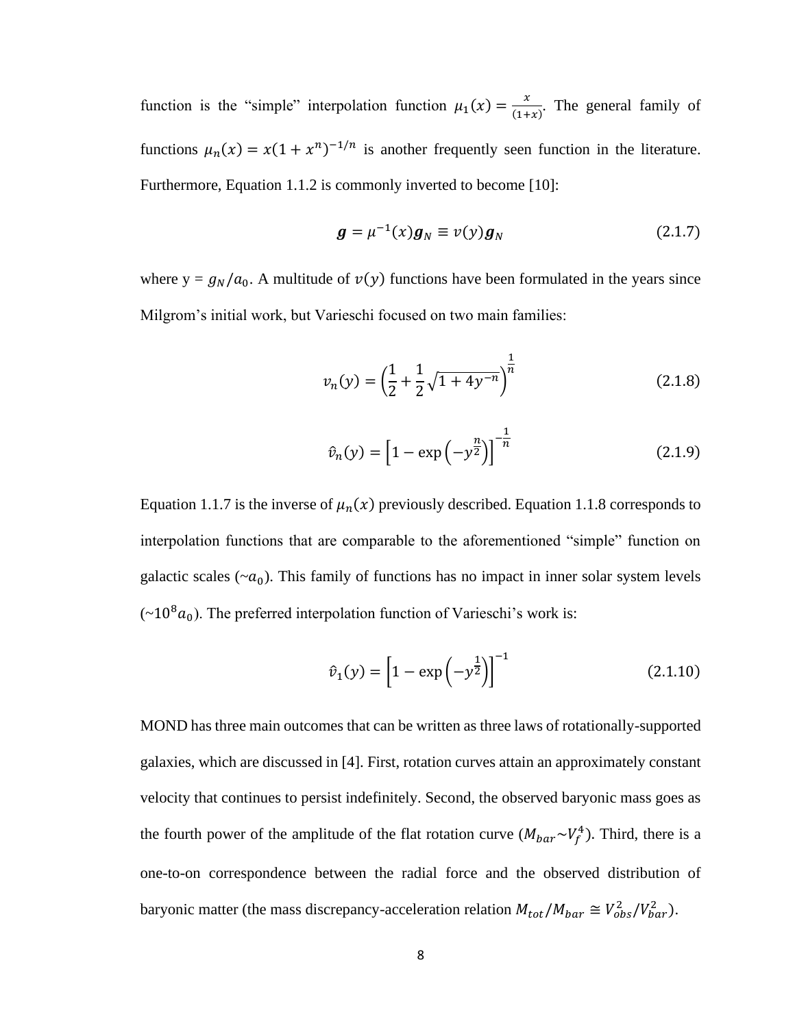function is the "simple" interpolation function $\mu_1(x) = \frac{x}{(1+x)}$. The general family of functions $\mu_n(x) = x(1 + x^n)^{-1/n}$ is another frequently seen function in the literature. Furthermore, Equation 1.1.2 is commonly inverted to become [10]:

$$\boldsymbol{g} = \mu^{-1}(x)\boldsymbol{g}_N \equiv v(y)\boldsymbol{g}_N \tag{2.1.7}$$

where y = $g_N/a_0$. A multitude of $v(y)$ functions have been formulated in the years since Milgrom's initial work, but Varieschi focused on two main families:

$$v_n(y) = \left(\frac{1}{2} + \frac{1}{2}\sqrt{1 + 4y^{-n}}\right)^{\frac{1}{n}} \tag{2.1.8}$$

$$\hat{v}_n(y) = \left[1 - \exp\left(-y^{\frac{n}{2}}\right)\right]^{-\frac{1}{n}} \tag{2.1.9}$$

Equation 1.1.7 is the inverse of $\mu_n(x)$ previously described. Equation 1.1.8 corresponds to interpolation functions that are comparable to the aforementioned "simple" function on galactic scales (~$a_0$). This family of functions has no impact in inner solar system levels (~$10^8 a_0$). The preferred interpolation function of Varieschi's work is:

$$\hat{v}_1(y) = \left[1 - \exp\left(-y^{\frac{1}{2}}\right)\right]^{-1} \tag{2.1.10}$$

MOND has three main outcomes that can be written as three laws of rotationally-supported galaxies, which are discussed in [4]. First, rotation curves attain an approximately constant velocity that continues to persist indefinitely. Second, the observed baryonic mass goes as the fourth power of the amplitude of the flat rotation curve ($M_{bar} \sim V_f^4$). Third, there is a one-to-on correspondence between the radial force and the observed distribution of baryonic matter (the mass discrepancy-acceleration relation $M_{tot}/M_{bar} \cong V_{obs}^2/V_{bar}^2$).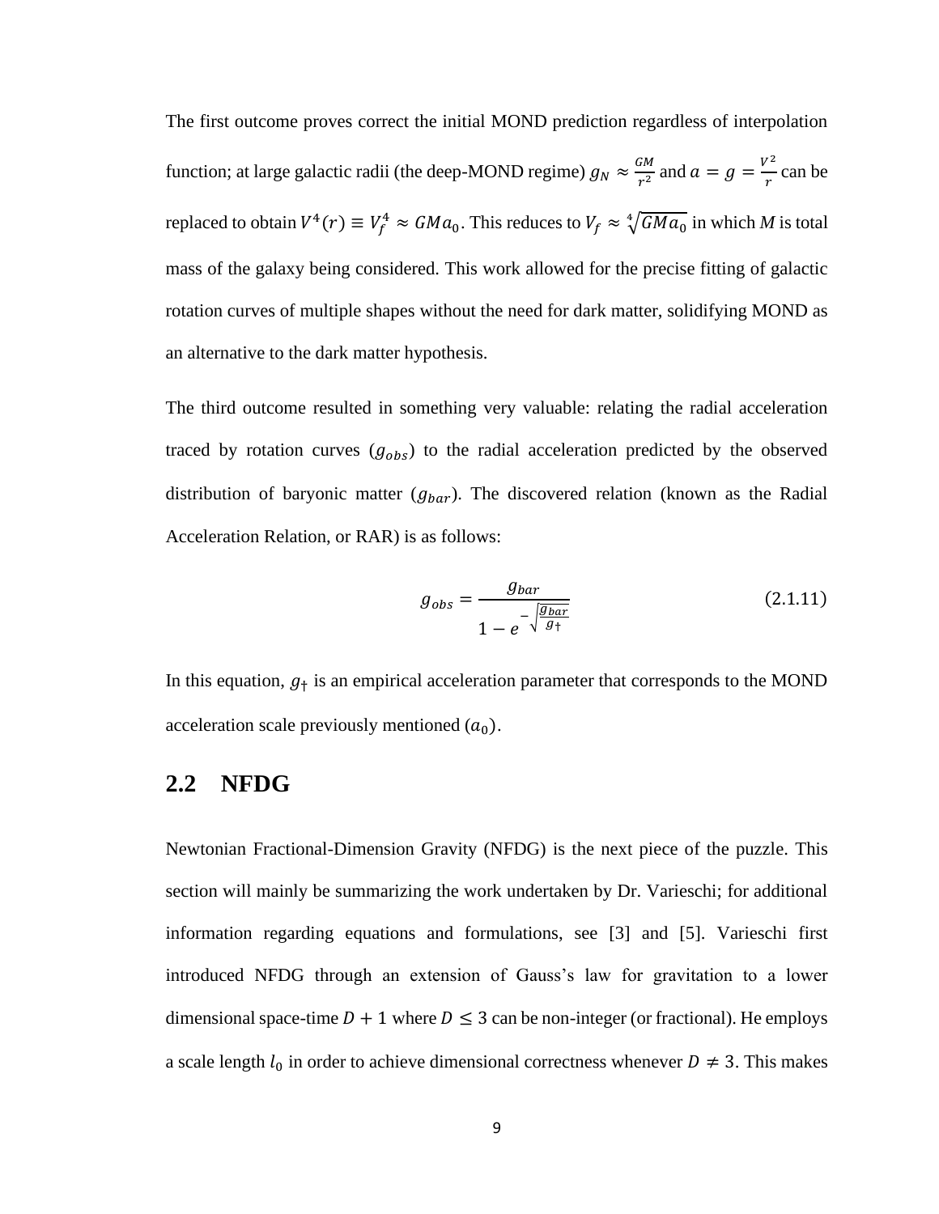The first outcome proves correct the initial MOND prediction regardless of interpolation function; at large galactic radii (the deep-MOND regime) $g_N \approx \frac{GM}{r^2}$ and $a = g = \frac{V^2}{r}$ can be replaced to obtain $V^4(r) \equiv V_f^4 \approx GMa_0$. This reduces to $V_f \approx \sqrt[4]{GMa_0}$ in which $M$ is total mass of the galaxy being considered. This work allowed for the precise fitting of galactic rotation curves of multiple shapes without the need for dark matter, solidifying MOND as an alternative to the dark matter hypothesis.

The third outcome resulted in something very valuable: relating the radial acceleration traced by rotation curves ($g_{obs}$) to the radial acceleration predicted by the observed distribution of baryonic matter ($g_{bar}$). The discovered relation (known as the Radial Acceleration Relation, or RAR) is as follows:

$$g_{obs} = \frac{g_{bar}}{1 - e^{-\sqrt{\frac{g_{bar}}{g_\dagger}}}} \tag{2.1.11}$$

In this equation, $g_\dagger$ is an empirical acceleration parameter that corresponds to the MOND acceleration scale previously mentioned ($a_0$).

## 2.2 NFDG

Newtonian Fractional-Dimension Gravity (NFDG) is the next piece of the puzzle. This section will mainly be summarizing the work undertaken by Dr. Varieschi; for additional information regarding equations and formulations, see [3] and [5]. Varieschi first introduced NFDG through an extension of Gauss's law for gravitation to a lower dimensional space-time $D + 1$ where $D \leq 3$ can be non-integer (or fractional). He employs a scale length $l_0$ in order to achieve dimensional correctness whenever $D \neq 3$. This makes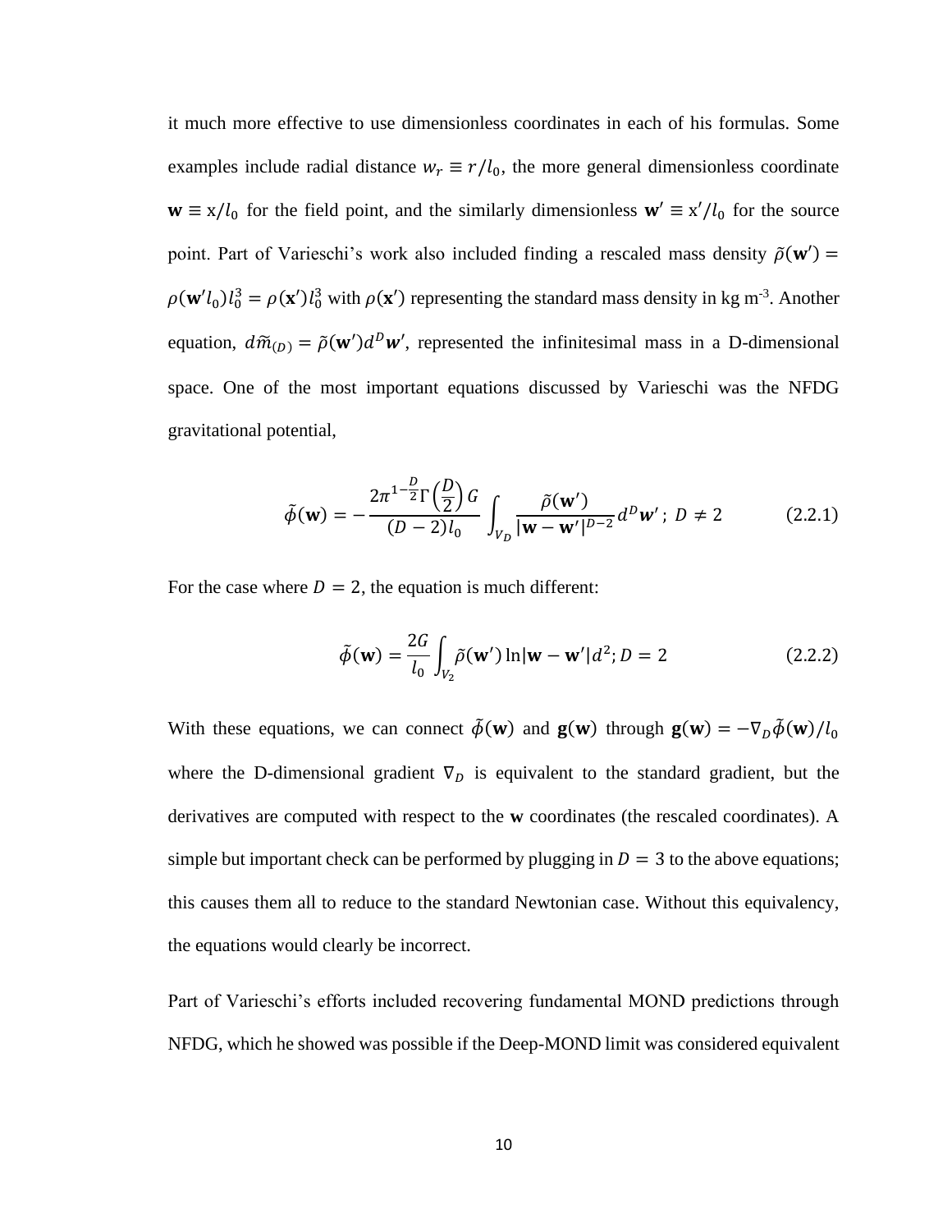it much more effective to use dimensionless coordinates in each of his formulas. Some examples include radial distance $w_r \equiv r/l_0$, the more general dimensionless coordinate $\mathbf{w} \equiv \mathrm{x}/l_0$ for the field point, and the similarly dimensionless $\mathbf{w}' \equiv \mathrm{x}'/l_0$ for the source point. Part of Varieschi's work also included finding a rescaled mass density $\tilde{\rho}(\mathbf{w}') = \rho(\mathbf{w}'l_0)l_0^3 = \rho(\mathbf{x}')l_0^3$ with $\rho(\mathbf{x}')$ representing the standard mass density in kg m$^{-3}$. Another equation, $d\tilde{m}_{(D)} = \tilde{\rho}(\mathbf{w}')d^D\boldsymbol{w}'$, represented the infinitesimal mass in a D-dimensional space. One of the most important equations discussed by Varieschi was the NFDG gravitational potential,

$$\tilde{\phi}(\mathbf{w}) = -\frac{2\pi^{1-\frac{D}{2}}\Gamma\left(\frac{D}{2}\right)G}{(D-2)l_0}\int_{V_D}\frac{\tilde{\rho}(\mathbf{w}')}{|\mathbf{w}-\mathbf{w}'|^{D-2}}d^D\boldsymbol{w}'\,;\ D \neq 2 \tag{2.2.1}$$

For the case where $D = 2$, the equation is much different:

$$\tilde{\phi}(\mathbf{w}) = \frac{2G}{l_0}\int_{V_2}\tilde{\rho}(\mathbf{w}')\ln|\mathbf{w}-\mathbf{w}'|d^2; D = 2 \tag{2.2.2}$$

With these equations, we can connect $\tilde{\phi}(\mathbf{w})$ and $\mathbf{g}(\mathbf{w})$ through $\mathbf{g}(\mathbf{w}) = -\nabla_D\tilde{\phi}(\mathbf{w})/l_0$ where the D-dimensional gradient $\nabla_D$ is equivalent to the standard gradient, but the derivatives are computed with respect to the **w** coordinates (the rescaled coordinates). A simple but important check can be performed by plugging in $D = 3$ to the above equations; this causes them all to reduce to the standard Newtonian case. Without this equivalency, the equations would clearly be incorrect.

Part of Varieschi's efforts included recovering fundamental MOND predictions through NFDG, which he showed was possible if the Deep-MOND limit was considered equivalent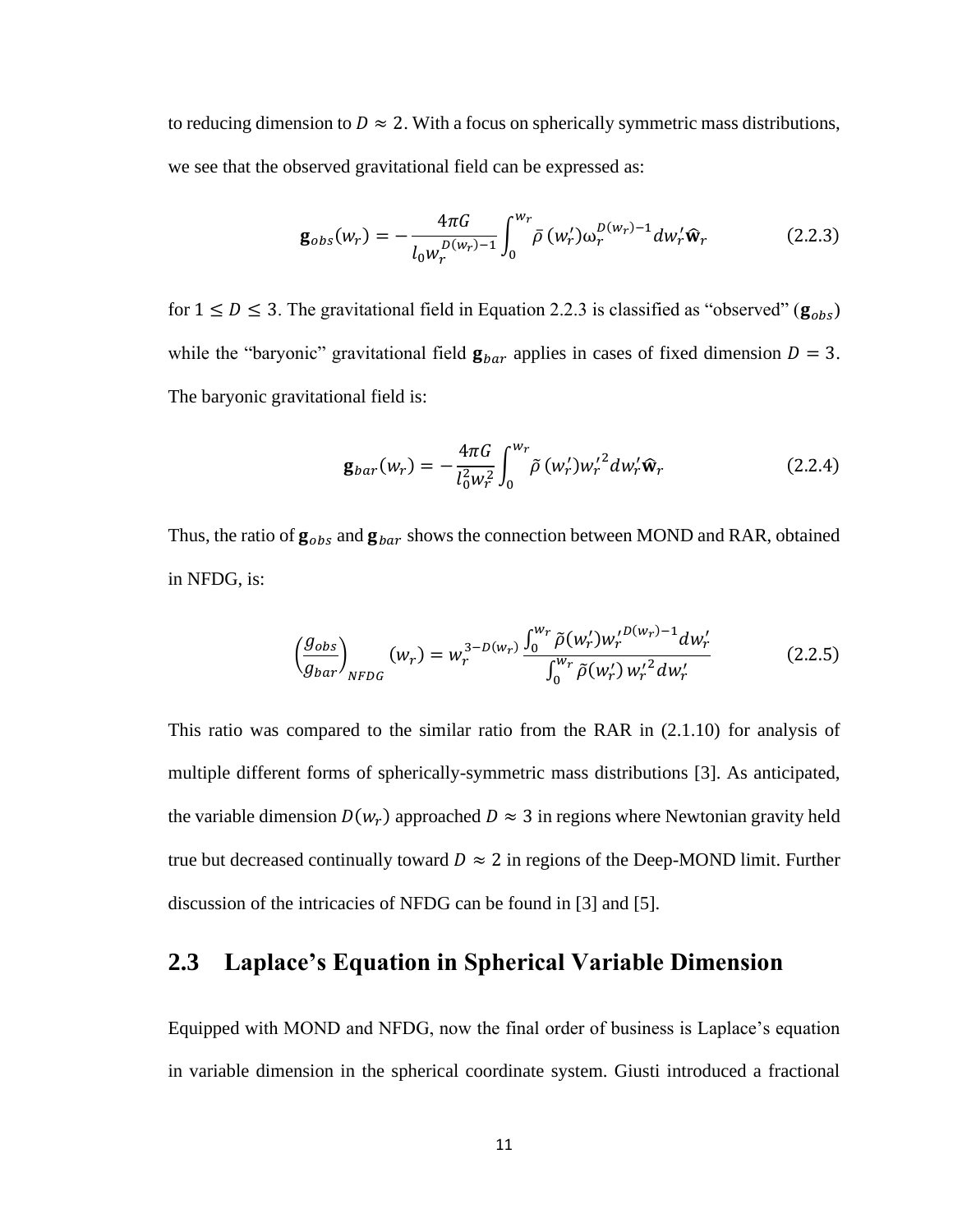to reducing dimension to $D \approx 2$. With a focus on spherically symmetric mass distributions, we see that the observed gravitational field can be expressed as:

$$\mathbf{g}_{obs}(w_r) = -\frac{4\pi G}{l_0 w_r^{D(w_r)-1}} \int_0^{w_r} \bar{\rho}\,(w_r') \omega_r'^{D(w_r)-1} dw_r' \widehat{\mathbf{w}}_r \tag{2.2.3}$$

for $1 \leq D \leq 3$. The gravitational field in Equation 2.2.3 is classified as "observed" ($\mathbf{g}_{obs}$) while the "baryonic" gravitational field $\mathbf{g}_{bar}$ applies in cases of fixed dimension $D = 3$. The baryonic gravitational field is:

$$\mathbf{g}_{bar}(w_r) = -\frac{4\pi G}{l_0^2 w_r^2} \int_0^{w_r} \tilde{\rho}\,(w_r') w_r'^2 dw_r' \widehat{\mathbf{w}}_r \tag{2.2.4}$$

Thus, the ratio of $\mathbf{g}_{obs}$ and $\mathbf{g}_{bar}$ shows the connection between MOND and RAR, obtained in NFDG, is:

$$\left(\frac{g_{obs}}{g_{bar}}\right)_{NFDG}(w_r) = w_r^{3-D(w_r)} \frac{\int_0^{w_r} \tilde{\rho}(w_r') w_r'^{D(w_r)-1} dw_r'}{\int_0^{w_r} \tilde{\rho}(w_r')\, w_r'^2 dw_r'} \tag{2.2.5}$$

This ratio was compared to the similar ratio from the RAR in (2.1.10) for analysis of multiple different forms of spherically-symmetric mass distributions [3]. As anticipated, the variable dimension $D(w_r)$ approached $D \approx 3$ in regions where Newtonian gravity held true but decreased continually toward $D \approx 2$ in regions of the Deep-MOND limit. Further discussion of the intricacies of NFDG can be found in [3] and [5].

## 2.3 Laplace's Equation in Spherical Variable Dimension

Equipped with MOND and NFDG, now the final order of business is Laplace's equation in variable dimension in the spherical coordinate system. Giusti introduced a fractional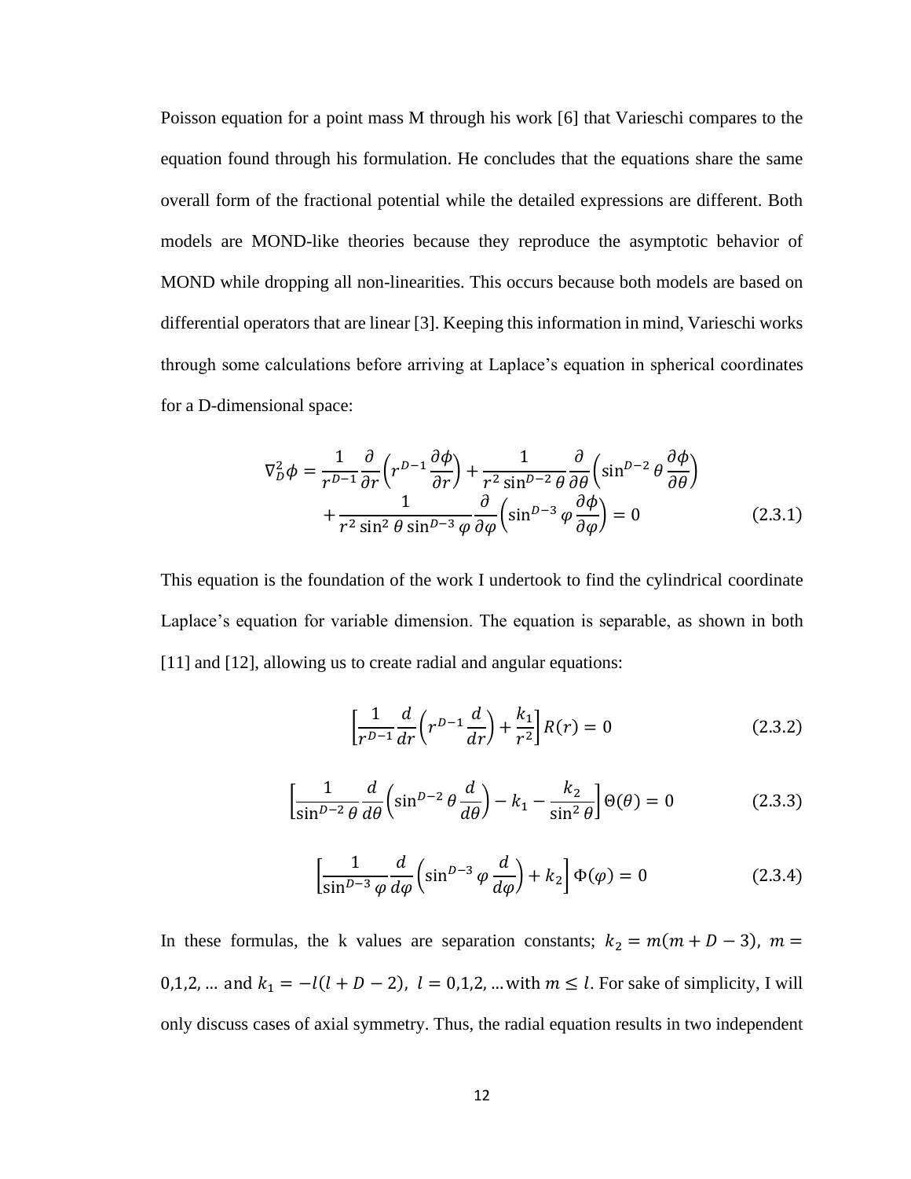Poisson equation for a point mass M through his work [6] that Varieschi compares to the equation found through his formulation. He concludes that the equations share the same overall form of the fractional potential while the detailed expressions are different. Both models are MOND-like theories because they reproduce the asymptotic behavior of MOND while dropping all non-linearities. This occurs because both models are based on differential operators that are linear [3]. Keeping this information in mind, Varieschi works through some calculations before arriving at Laplace's equation in spherical coordinates for a D-dimensional space:

$$\nabla_D^2 \phi = \frac{1}{r^{D-1}} \frac{\partial}{\partial r}\left(r^{D-1} \frac{\partial \phi}{\partial r}\right) + \frac{1}{r^2 \sin^{D-2} \theta} \frac{\partial}{\partial \theta}\left(\sin^{D-2} \theta \frac{\partial \phi}{\partial \theta}\right) + \frac{1}{r^2 \sin^2 \theta \sin^{D-3} \varphi} \frac{\partial}{\partial \varphi}\left(\sin^{D-3} \varphi \frac{\partial \phi}{\partial \varphi}\right) = 0 \tag{2.3.1}$$

This equation is the foundation of the work I undertook to find the cylindrical coordinate Laplace's equation for variable dimension. The equation is separable, as shown in both [11] and [12], allowing us to create radial and angular equations:

$$\left[\frac{1}{r^{D-1}} \frac{d}{dr}\left(r^{D-1} \frac{d}{dr}\right) + \frac{k_1}{r^2}\right] R(r) = 0 \tag{2.3.2}$$

$$\left[\frac{1}{\sin^{D-2} \theta} \frac{d}{d\theta}\left(\sin^{D-2} \theta \frac{d}{d\theta}\right) - k_1 - \frac{k_2}{\sin^2 \theta}\right] \Theta(\theta) = 0 \tag{2.3.3}$$

$$\left[\frac{1}{\sin^{D-3} \varphi} \frac{d}{d\varphi}\left(\sin^{D-3} \varphi \frac{d}{d\varphi}\right) + k_2\right] \Phi(\varphi) = 0 \tag{2.3.4}$$

In these formulas, the k values are separation constants; $k_2 = m(m + D - 3)$, $m = 0,1,2, \ldots$ and $k_1 = -l(l + D - 2)$, $l = 0,1,2, \ldots$ with $m \leq l$. For sake of simplicity, I will only discuss cases of axial symmetry. Thus, the radial equation results in two independent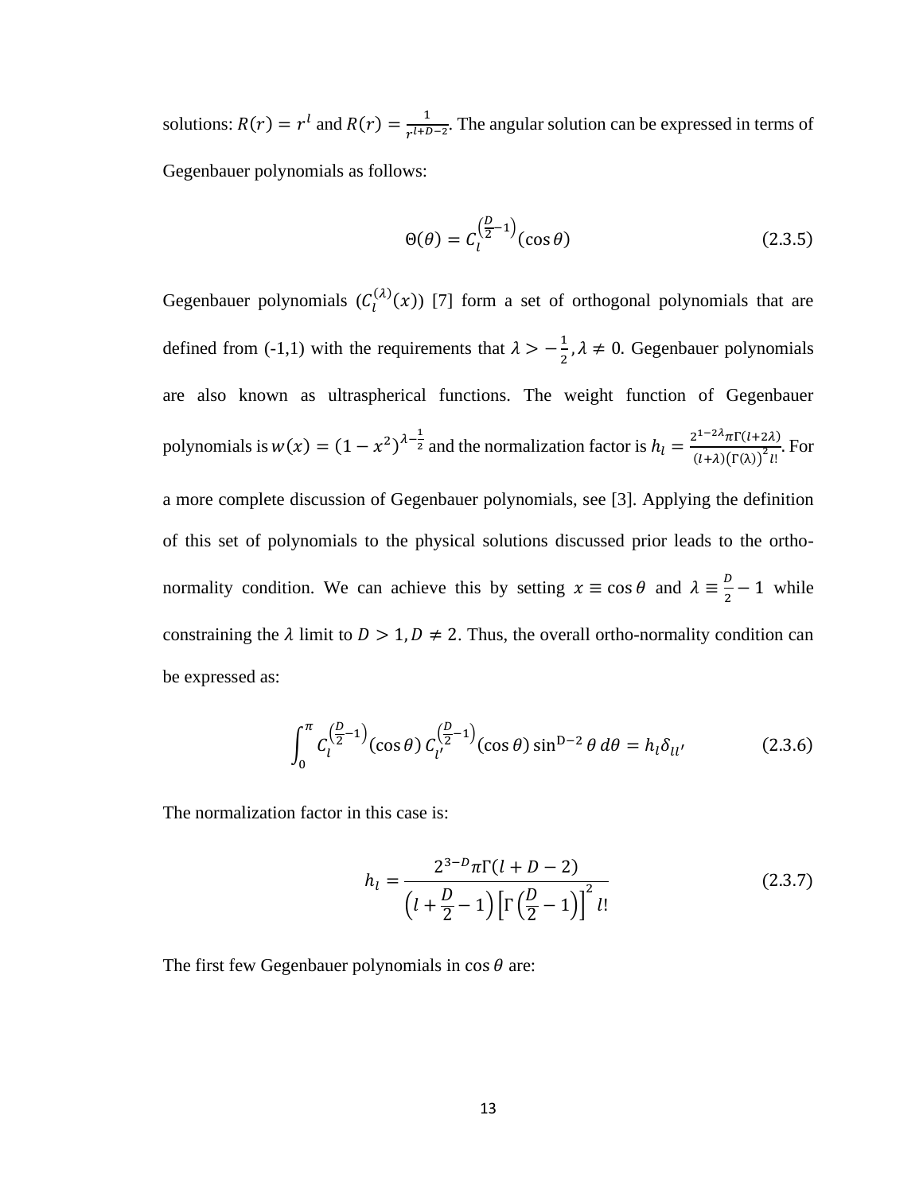solutions: $R(r) = r^l$ and $R(r) = \frac{1}{r^{l+D-2}}$. The angular solution can be expressed in terms of Gegenbauer polynomials as follows:

$$\Theta(\theta) = C_l^{\left(\frac{D}{2}-1\right)}(\cos\theta) \tag{2.3.5}$$

Gegenbauer polynomials ($C_l^{(\lambda)}(x)$) [7] form a set of orthogonal polynomials that are defined from (-1,1) with the requirements that $\lambda > -\frac{1}{2}, \lambda \neq 0$. Gegenbauer polynomials are also known as ultraspherical functions. The weight function of Gegenbauer polynomials is $w(x) = (1-x^2)^{\lambda-\frac{1}{2}}$ and the normalization factor is $h_l = \frac{2^{1-2\lambda}\pi\Gamma(l+2\lambda)}{(l+\lambda)\left(\Gamma(\lambda)\right)^2 l!}$. For a more complete discussion of Gegenbauer polynomials, see [3]. Applying the definition of this set of polynomials to the physical solutions discussed prior leads to the ortho-normality condition. We can achieve this by setting $x \equiv \cos\theta$ and $\lambda \equiv \frac{D}{2} - 1$ while constraining the $\lambda$ limit to $D > 1, D \neq 2$. Thus, the overall ortho-normality condition can be expressed as:

$$\int_0^\pi C_l^{\left(\frac{D}{2}-1\right)}(\cos\theta)\, C_{l'}^{\left(\frac{D}{2}-1\right)}(\cos\theta) \sin^{D-2}\theta \, d\theta = h_l \delta_{ll'} \tag{2.3.6}$$

The normalization factor in this case is:

$$h_l = \frac{2^{3-D}\pi\Gamma(l+D-2)}{\left(l+\frac{D}{2}-1\right)\left[\Gamma\left(\frac{D}{2}-1\right)\right]^2 l!} \tag{2.3.7}$$

The first few Gegenbauer polynomials in $\cos\theta$ are: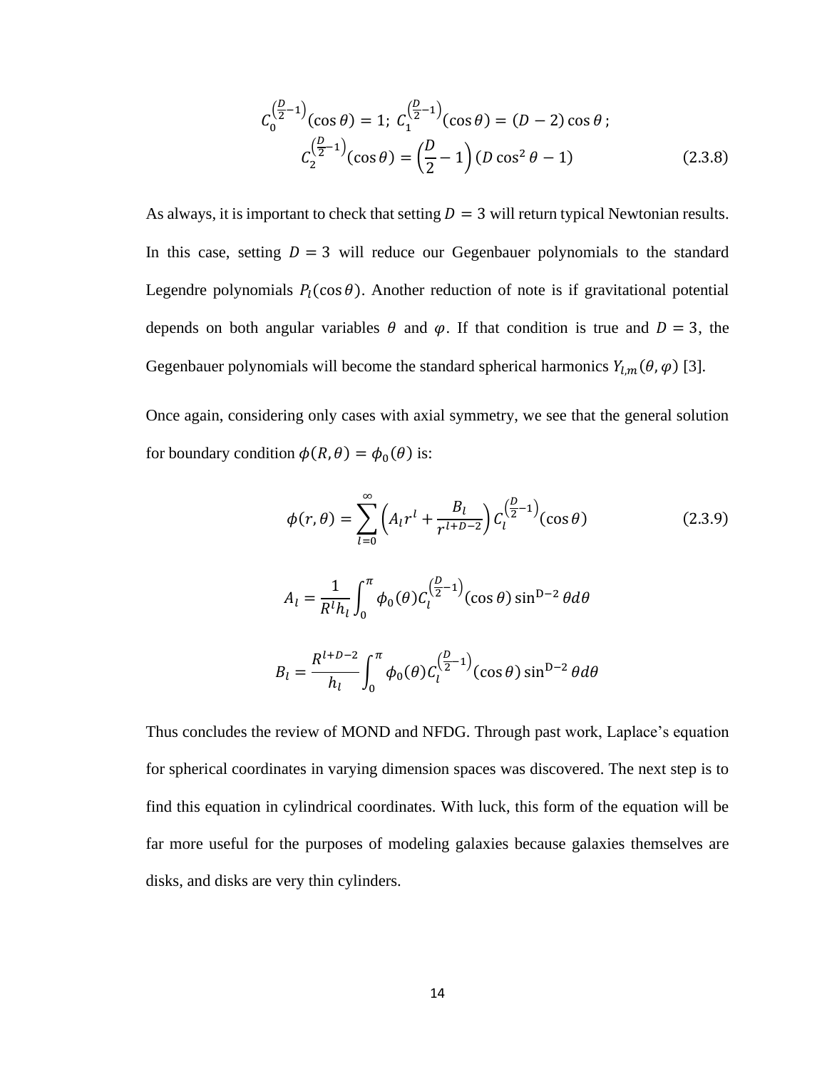$$C_0^{\left(\frac{D}{2}-1\right)}(\cos\theta) = 1;\ C_1^{\left(\frac{D}{2}-1\right)}(\cos\theta) = (D-2)\cos\theta\,;$$

$$C_2^{\left(\frac{D}{2}-1\right)}(\cos\theta) = \left(\frac{D}{2}-1\right)(D\cos^2\theta - 1) \tag{2.3.8}$$

As always, it is important to check that setting $D = 3$ will return typical Newtonian results. In this case, setting $D = 3$ will reduce our Gegenbauer polynomials to the standard Legendre polynomials $P_l(\cos\theta)$. Another reduction of note is if gravitational potential depends on both angular variables $\theta$ and $\varphi$. If that condition is true and $D = 3$, the Gegenbauer polynomials will become the standard spherical harmonics $Y_{l,m}(\theta,\varphi)$ [3].

Once again, considering only cases with axial symmetry, we see that the general solution for boundary condition $\phi(R,\theta) = \phi_0(\theta)$ is:

$$\phi(r,\theta) = \sum_{l=0}^{\infty}\left(A_l r^l + \frac{B_l}{r^{l+D-2}}\right) C_l^{\left(\frac{D}{2}-1\right)}(\cos\theta) \tag{2.3.9}$$

$$A_l = \frac{1}{R^l h_l}\int_0^{\pi} \phi_0(\theta) C_l^{\left(\frac{D}{2}-1\right)}(\cos\theta)\sin^{D-2}\theta\, d\theta$$

$$B_l = \frac{R^{l+D-2}}{h_l}\int_0^{\pi} \phi_0(\theta) C_l^{\left(\frac{D}{2}-1\right)}(\cos\theta)\sin^{D-2}\theta\, d\theta$$

Thus concludes the review of MOND and NFDG. Through past work, Laplace's equation for spherical coordinates in varying dimension spaces was discovered. The next step is to find this equation in cylindrical coordinates. With luck, this form of the equation will be far more useful for the purposes of modeling galaxies because galaxies themselves are disks, and disks are very thin cylinders.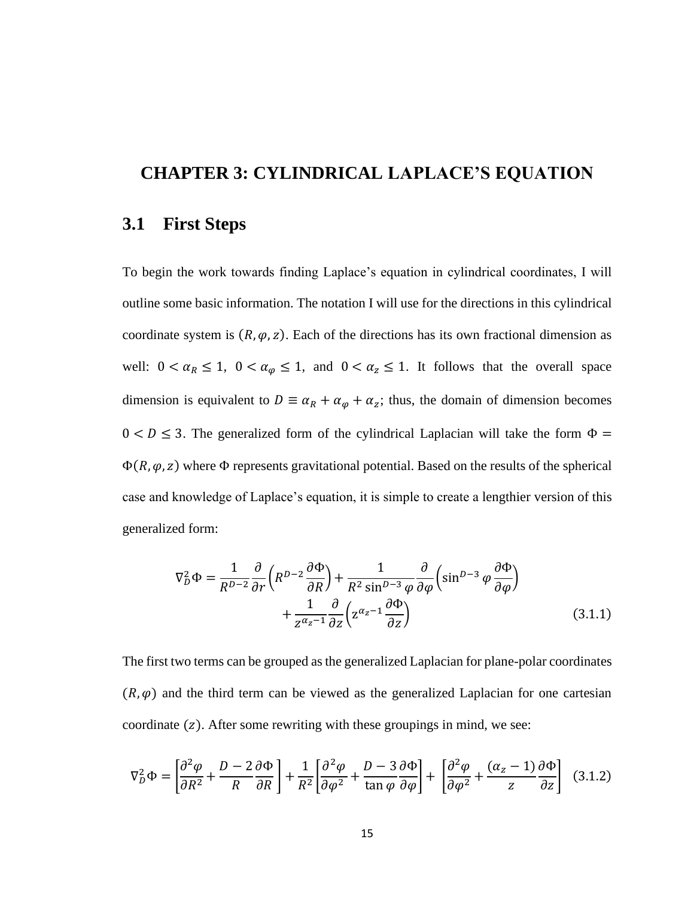# CHAPTER 3: CYLINDRICAL LAPLACE'S EQUATION

## 3.1 First Steps

To begin the work towards finding Laplace's equation in cylindrical coordinates, I will outline some basic information. The notation I will use for the directions in this cylindrical coordinate system is $(R, \varphi, z)$. Each of the directions has its own fractional dimension as well: $0 < \alpha_R \leq 1$, $0 < \alpha_\varphi \leq 1$, and $0 < \alpha_z \leq 1$. It follows that the overall space dimension is equivalent to $D \equiv \alpha_R + \alpha_\varphi + \alpha_z$; thus, the domain of dimension becomes $0 < D \leq 3$. The generalized form of the cylindrical Laplacian will take the form $\Phi = \Phi(R, \varphi, z)$ where $\Phi$ represents gravitational potential. Based on the results of the spherical case and knowledge of Laplace's equation, it is simple to create a lengthier version of this generalized form:

$$\nabla_D^2 \Phi = \frac{1}{R^{D-2}} \frac{\partial}{\partial r}\left(R^{D-2} \frac{\partial \Phi}{\partial R}\right) + \frac{1}{R^2 \sin^{D-3} \varphi} \frac{\partial}{\partial \varphi}\left(\sin^{D-3} \varphi \frac{\partial \Phi}{\partial \varphi}\right) + \frac{1}{z^{\alpha_z - 1}} \frac{\partial}{\partial z}\left(z^{\alpha_z - 1} \frac{\partial \Phi}{\partial z}\right) \tag{3.1.1}$$

The first two terms can be grouped as the generalized Laplacian for plane-polar coordinates $(R, \varphi)$ and the third term can be viewed as the generalized Laplacian for one cartesian coordinate $(z)$. After some rewriting with these groupings in mind, we see:

$$\nabla_D^2 \Phi = \left[\frac{\partial^2 \varphi}{\partial R^2} + \frac{D-2}{R} \frac{\partial \Phi}{\partial R}\right] + \frac{1}{R^2}\left[\frac{\partial^2 \varphi}{\partial \varphi^2} + \frac{D-3}{\tan \varphi} \frac{\partial \Phi}{\partial \varphi}\right] + \left[\frac{\partial^2 \varphi}{\partial \varphi^2} + \frac{(\alpha_z - 1)}{z} \frac{\partial \Phi}{\partial z}\right] \tag{3.1.2}$$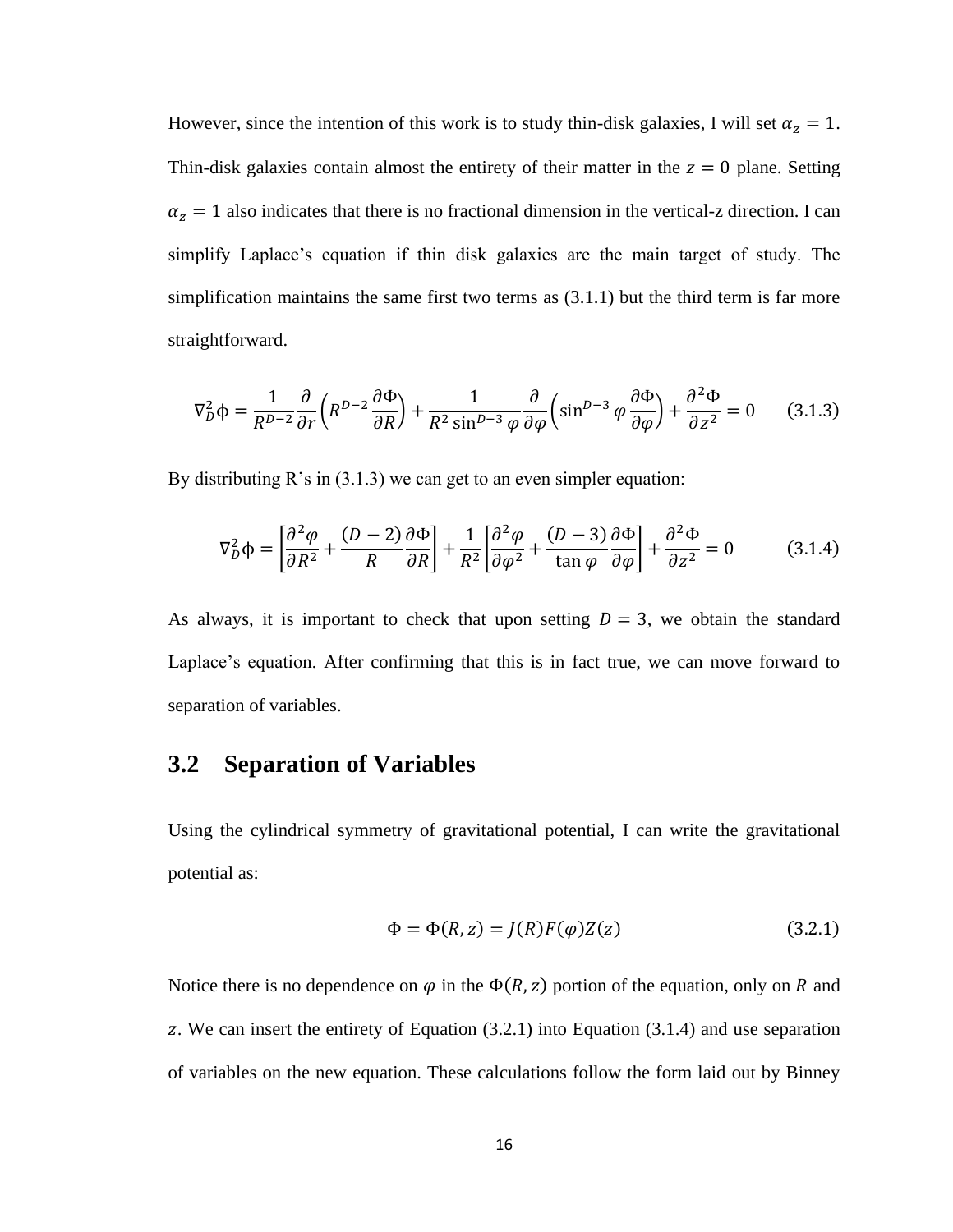However, since the intention of this work is to study thin-disk galaxies, I will set $\alpha_z = 1$. Thin-disk galaxies contain almost the entirety of their matter in the $z = 0$ plane. Setting $\alpha_z = 1$ also indicates that there is no fractional dimension in the vertical-z direction. I can simplify Laplace's equation if thin disk galaxies are the main target of study. The simplification maintains the same first two terms as (3.1.1) but the third term is far more straightforward.

$$\nabla_D^2 \Phi = \frac{1}{R^{D-2}} \frac{\partial}{\partial r}\left(R^{D-2} \frac{\partial \Phi}{\partial R}\right) + \frac{1}{R^2 \sin^{D-3} \varphi} \frac{\partial}{\partial \varphi}\left(\sin^{D-3} \varphi \frac{\partial \Phi}{\partial \varphi}\right) + \frac{\partial^2 \Phi}{\partial z^2} = 0 \qquad (3.1.3)$$

By distributing R's in (3.1.3) we can get to an even simpler equation:

$$\nabla_D^2 \Phi = \left[\frac{\partial^2 \varphi}{\partial R^2} + \frac{(D-2)}{R} \frac{\partial \Phi}{\partial R}\right] + \frac{1}{R^2}\left[\frac{\partial^2 \varphi}{\partial \varphi^2} + \frac{(D-3)}{\tan \varphi} \frac{\partial \Phi}{\partial \varphi}\right] + \frac{\partial^2 \Phi}{\partial z^2} = 0 \qquad (3.1.4)$$

As always, it is important to check that upon setting $D = 3$, we obtain the standard Laplace's equation. After confirming that this is in fact true, we can move forward to separation of variables.

## 3.2 Separation of Variables

Using the cylindrical symmetry of gravitational potential, I can write the gravitational potential as:

$$\Phi = \Phi(R, z) = J(R) F(\varphi) Z(z) \qquad (3.2.1)$$

Notice there is no dependence on $\varphi$ in the $\Phi(R, z)$ portion of the equation, only on $R$ and $z$. We can insert the entirety of Equation (3.2.1) into Equation (3.1.4) and use separation of variables on the new equation. These calculations follow the form laid out by Binney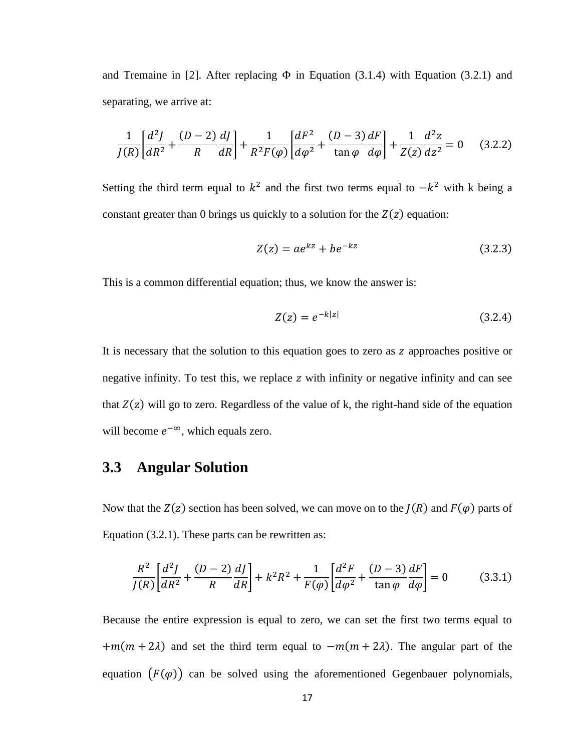and Tremaine in [2]. After replacing $\Phi$ in Equation (3.1.4) with Equation (3.2.1) and separating, we arrive at:

$$\frac{1}{J(R)}\left[\frac{d^2J}{dR^2}+\frac{(D-2)}{R}\frac{dJ}{dR}\right]+\frac{1}{R^2F(\varphi)}\left[\frac{dF^2}{d\varphi^2}+\frac{(D-3)}{\tan\varphi}\frac{dF}{d\varphi}\right]+\frac{1}{Z(z)}\frac{d^2z}{dz^2}=0 \tag{3.2.2}$$

Setting the third term equal to $k^2$ and the first two terms equal to $-k^2$ with k being a constant greater than 0 brings us quickly to a solution for the $Z(z)$ equation:

$$Z(z)=ae^{kz}+be^{-kz} \tag{3.2.3}$$

This is a common differential equation; thus, we know the answer is:

$$Z(z)=e^{-k|z|} \tag{3.2.4}$$

It is necessary that the solution to this equation goes to zero as $z$ approaches positive or negative infinity. To test this, we replace $z$ with infinity or negative infinity and can see that $Z(z)$ will go to zero. Regardless of the value of k, the right-hand side of the equation will become $e^{-\infty}$, which equals zero.

## 3.3 Angular Solution

Now that the $Z(z)$ section has been solved, we can move on to the $J(R)$ and $F(\varphi)$ parts of Equation (3.2.1). These parts can be rewritten as:

$$\frac{R^2}{J(R)}\left[\frac{d^2J}{dR^2}+\frac{(D-2)}{R}\frac{dJ}{dR}\right]+k^2R^2+\frac{1}{F(\varphi)}\left[\frac{d^2F}{d\varphi^2}+\frac{(D-3)}{\tan\varphi}\frac{dF}{d\varphi}\right]=0 \tag{3.3.1}$$

Because the entire expression is equal to zero, we can set the first two terms equal to $+m(m+2\lambda)$ and set the third term equal to $-m(m+2\lambda)$. The angular part of the equation $(F(\varphi))$ can be solved using the aforementioned Gegenbauer polynomials,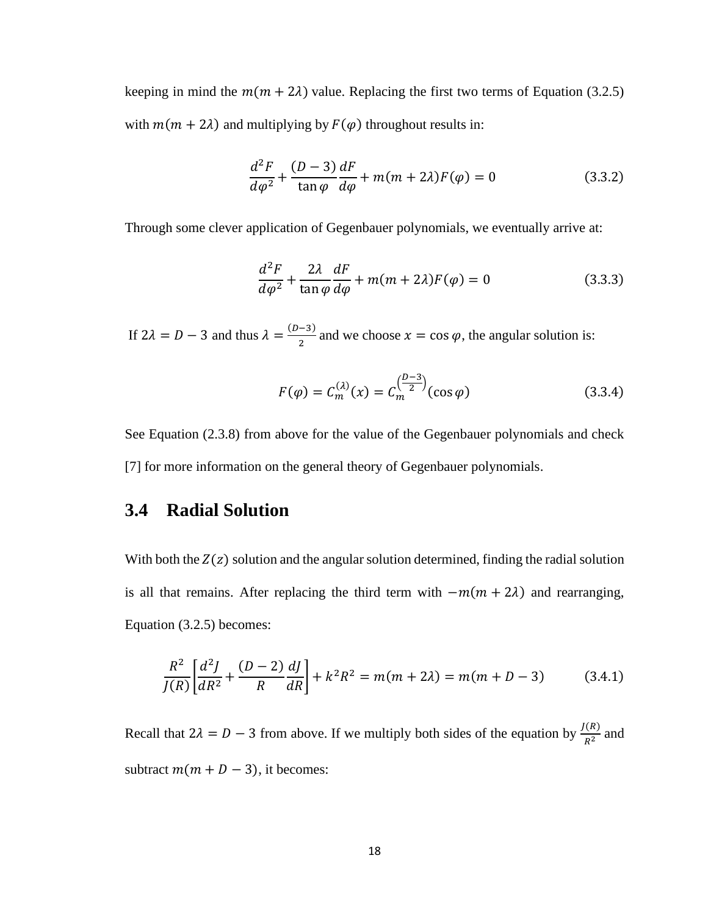keeping in mind the $m(m + 2\lambda)$ value. Replacing the first two terms of Equation (3.2.5) with $m(m + 2\lambda)$ and multiplying by $F(\varphi)$ throughout results in:

$$\frac{d^2F}{d\varphi^2} + \frac{(D-3)}{\tan\varphi}\frac{dF}{d\varphi} + m(m + 2\lambda)F(\varphi) = 0 \tag{3.3.2}$$

Through some clever application of Gegenbauer polynomials, we eventually arrive at:

$$\frac{d^2F}{d\varphi^2} + \frac{2\lambda}{\tan\varphi}\frac{dF}{d\varphi} + m(m + 2\lambda)F(\varphi) = 0 \tag{3.3.3}$$

If $2\lambda = D - 3$ and thus $\lambda = \frac{(D-3)}{2}$ and we choose $x = \cos\varphi$, the angular solution is:

$$F(\varphi) = C_m^{(\lambda)}(x) = C_m^{\left(\frac{D-3}{2}\right)}(\cos\varphi) \tag{3.3.4}$$

See Equation (2.3.8) from above for the value of the Gegenbauer polynomials and check [7] for more information on the general theory of Gegenbauer polynomials.

## 3.4 Radial Solution

With both the $Z(z)$ solution and the angular solution determined, finding the radial solution is all that remains. After replacing the third term with $-m(m + 2\lambda)$ and rearranging, Equation (3.2.5) becomes:

$$\frac{R^2}{J(R)}\left[\frac{d^2J}{dR^2} + \frac{(D-2)}{R}\frac{dJ}{dR}\right] + k^2R^2 = m(m + 2\lambda) = m(m + D - 3) \tag{3.4.1}$$

Recall that $2\lambda = D - 3$ from above. If we multiply both sides of the equation by $\frac{J(R)}{R^2}$ and subtract $m(m + D - 3)$, it becomes: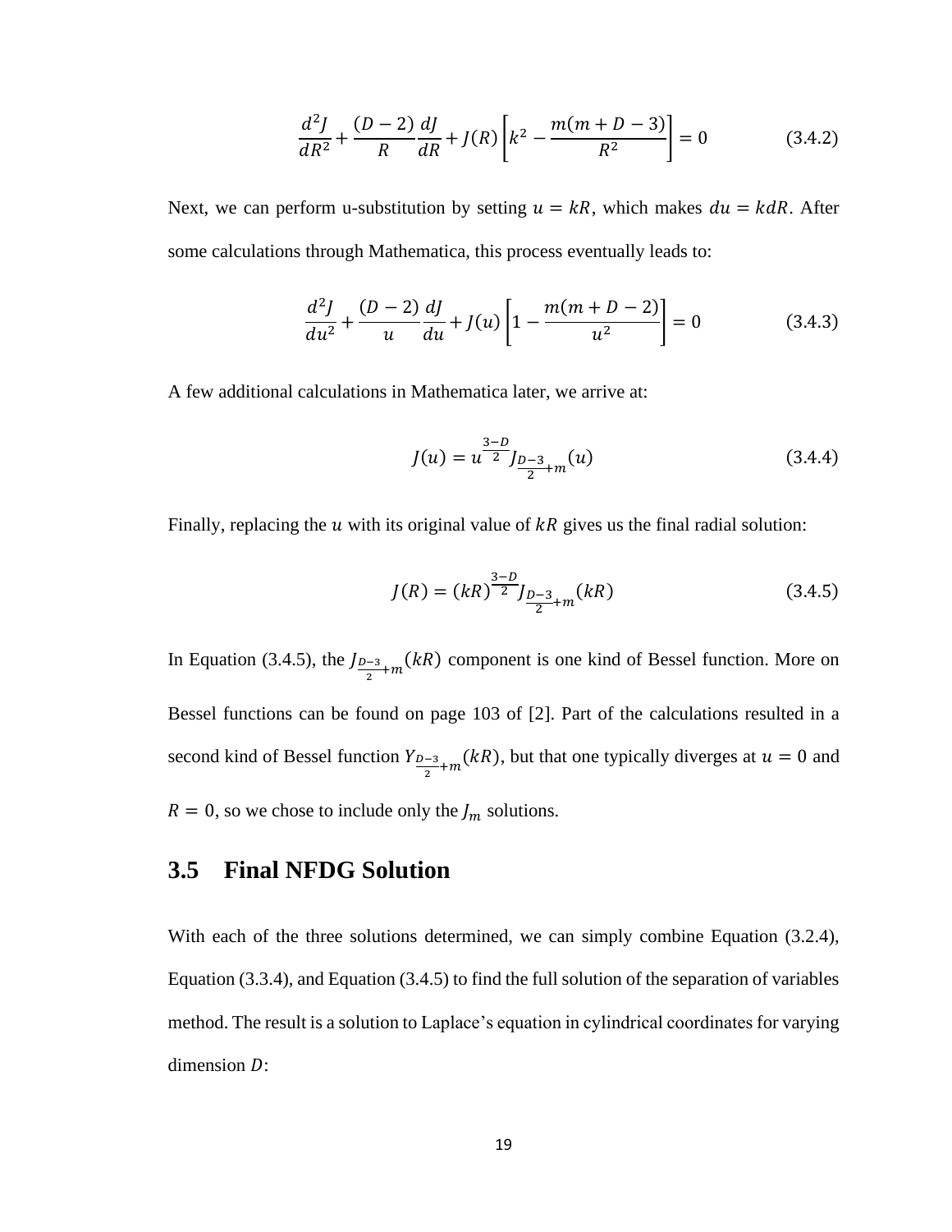$$\frac{d^2J}{dR^2} + \frac{(D-2)}{R}\frac{dJ}{dR} + J(R)\left[k^2 - \frac{m(m+D-3)}{R^2}\right] = 0 \tag{3.4.2}$$

Next, we can perform u-substitution by setting $u = kR$, which makes $du = kdR$. After some calculations through Mathematica, this process eventually leads to:

$$\frac{d^2J}{du^2} + \frac{(D-2)}{u}\frac{dJ}{du} + J(u)\left[1 - \frac{m(m+D-2)}{u^2}\right] = 0 \tag{3.4.3}$$

A few additional calculations in Mathematica later, we arrive at:

$$J(u) = u^{\frac{3-D}{2}} J_{\frac{D-3}{2}+m}(u) \tag{3.4.4}$$

Finally, replacing the $u$ with its original value of $kR$ gives us the final radial solution:

$$J(R) = (kR)^{\frac{3-D}{2}} J_{\frac{D-3}{2}+m}(kR) \tag{3.4.5}$$

In Equation (3.4.5), the $J_{\frac{D-3}{2}+m}(kR)$ component is one kind of Bessel function. More on Bessel functions can be found on page 103 of [2]. Part of the calculations resulted in a second kind of Bessel function $Y_{\frac{D-3}{2}+m}(kR)$, but that one typically diverges at $u = 0$ and $R = 0$, so we chose to include only the $J_m$ solutions.

## 3.5 Final NFDG Solution

With each of the three solutions determined, we can simply combine Equation (3.2.4), Equation (3.3.4), and Equation (3.4.5) to find the full solution of the separation of variables method. The result is a solution to Laplace's equation in cylindrical coordinates for varying dimension $D$: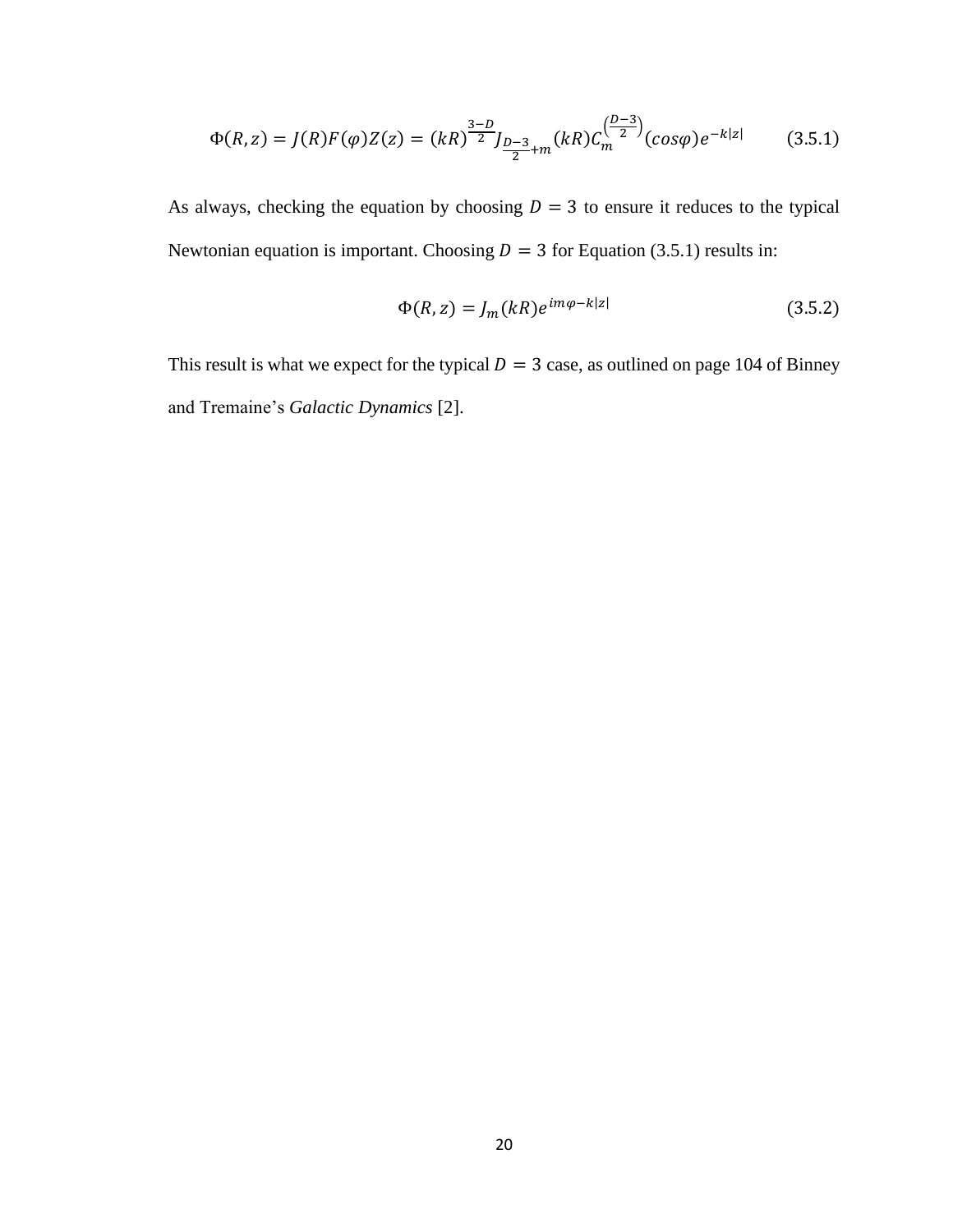$$\Phi(R, z) = J(R)F(\varphi)Z(z) = (kR)^{\frac{3-D}{2}} J_{\frac{D-3}{2}+m}(kR) C_m^{\left(\frac{D-3}{2}\right)}(cos\varphi) e^{-k|z|} \tag{3.5.1}$$

As always, checking the equation by choosing $D = 3$ to ensure it reduces to the typical Newtonian equation is important. Choosing $D = 3$ for Equation (3.5.1) results in:

$$\Phi(R, z) = J_m(kR) e^{im\varphi - k|z|} \tag{3.5.2}$$

This result is what we expect for the typical $D = 3$ case, as outlined on page 104 of Binney and Tremaine's *Galactic Dynamics* [2].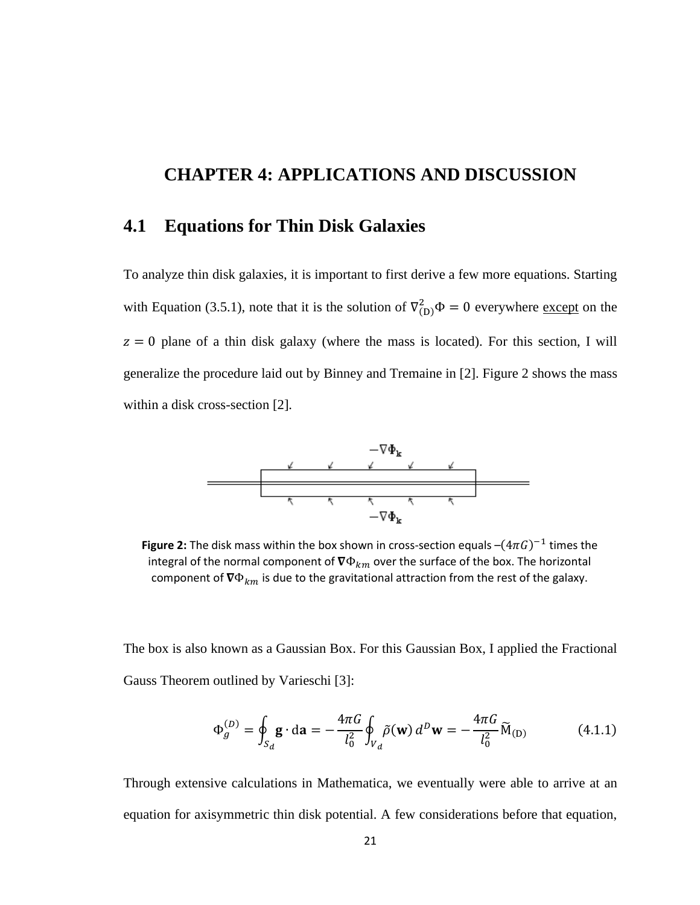# CHAPTER 4: APPLICATIONS AND DISCUSSION

## 4.1 Equations for Thin Disk Galaxies

To analyze thin disk galaxies, it is important to first derive a few more equations. Starting with Equation (3.5.1), note that it is the solution of $\nabla^2_{(D)}\Phi = 0$ everywhere except on the $z = 0$ plane of a thin disk galaxy (where the mass is located). For this section, I will generalize the procedure laid out by Binney and Tremaine in [2]. Figure 2 shows the mass within a disk cross-section [2].

**Figure 2:** The disk mass within the box shown in cross-section equals $-(4\pi G)^{-1}$ times the integral of the normal component of $\nabla\Phi_{km}$ over the surface of the box. The horizontal component of $\nabla\Phi_{km}$ is due to the gravitational attraction from the rest of the galaxy.

The box is also known as a Gaussian Box. For this Gaussian Box, I applied the Fractional Gauss Theorem outlined by Varieschi [3]:

$$\Phi_g^{(D)} = \oint_{S_d} \mathbf{g} \cdot \mathrm{d}\mathbf{a} = -\frac{4\pi G}{l_0^2} \oint_{V_d} \tilde{\rho}(\mathbf{w})\, d^D\mathbf{w} = -\frac{4\pi G}{l_0^2} \widetilde{\mathrm{M}}_{(\mathrm{D})} \tag{4.1.1}$$

Through extensive calculations in Mathematica, we eventually were able to arrive at an equation for axisymmetric thin disk potential. A few considerations before that equation,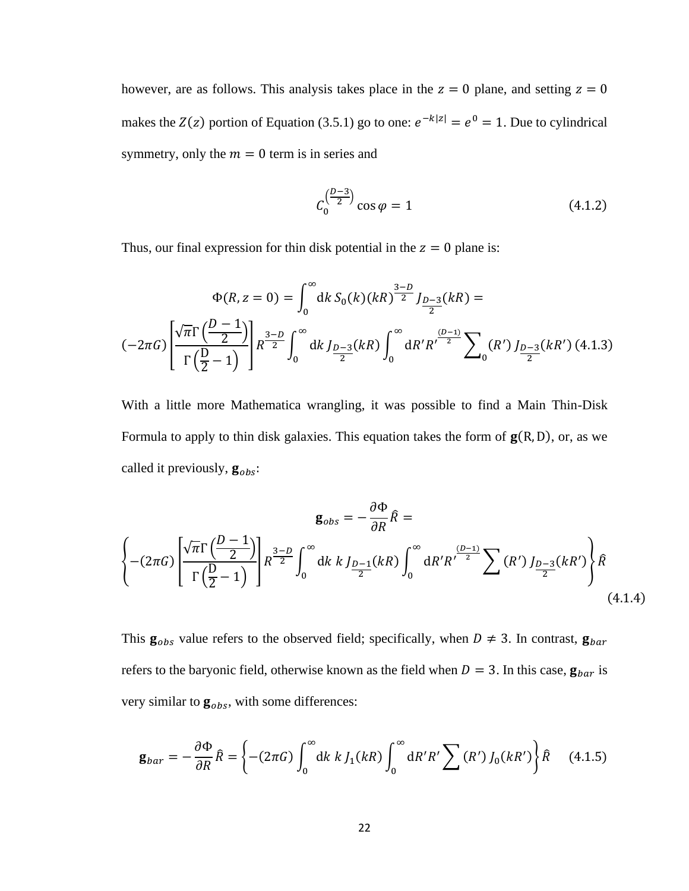however, are as follows. This analysis takes place in the $z = 0$ plane, and setting $z = 0$ makes the $Z(z)$ portion of Equation (3.5.1) go to one: $e^{-k|z|} = e^0 = 1$. Due to cylindrical symmetry, only the $m = 0$ term is in series and

$$C_0^{\left(\frac{D-3}{2}\right)} \cos\varphi = 1 \tag{4.1.2}$$

Thus, our final expression for thin disk potential in the $z = 0$ plane is:

$$\Phi(R, z = 0) = \int_0^\infty \mathrm{d}k\, S_0(k)(kR)^{\frac{3-D}{2}} J_{\frac{D-3}{2}}(kR) =$$
$$(-2\pi G)\left[\frac{\sqrt{\pi}\Gamma\left(\frac{D-1}{2}\right)}{\Gamma\left(\frac{D}{2}-1\right)}\right] R^{\frac{3-D}{2}} \int_0^\infty \mathrm{d}k\, J_{\frac{D-3}{2}}(kR) \int_0^\infty \mathrm{d}R' R'^{\frac{(D-1)}{2}} \sum\nolimits_0 (R')\, J_{\frac{D-3}{2}}(kR') \tag{4.1.3}$$

With a little more Mathematica wrangling, it was possible to find a Main Thin-Disk Formula to apply to thin disk galaxies. This equation takes the form of $\mathbf{g}(\mathrm{R}, \mathrm{D})$, or, as we called it previously, $\mathbf{g}_{obs}$:

$$\mathbf{g}_{obs} = -\frac{\partial \Phi}{\partial R}\hat{R} =$$
$$\left\{-(2\pi G)\left[\frac{\sqrt{\pi}\Gamma\left(\frac{D-1}{2}\right)}{\Gamma\left(\frac{D}{2}-1\right)}\right] R^{\frac{3-D}{2}} \int_0^\infty \mathrm{d}k\, k\, J_{\frac{D-1}{2}}(kR) \int_0^\infty \mathrm{d}R' R'^{\frac{(D-1)}{2}} \sum (R')\, J_{\frac{D-3}{2}}(kR')\right\}\hat{R} \tag{4.1.4}$$

This $\mathbf{g}_{obs}$ value refers to the observed field; specifically, when $D \neq 3$. In contrast, $\mathbf{g}_{bar}$ refers to the baryonic field, otherwise known as the field when $D = 3$. In this case, $\mathbf{g}_{bar}$ is very similar to $\mathbf{g}_{obs}$, with some differences:

$$\mathbf{g}_{bar} = -\frac{\partial \Phi}{\partial R}\hat{R} = \left\{-(2\pi G)\int_0^\infty \mathrm{d}k\, k\, J_1(kR) \int_0^\infty \mathrm{d}R' R' \sum (R')\, J_0(kR')\right\}\hat{R} \tag{4.1.5}$$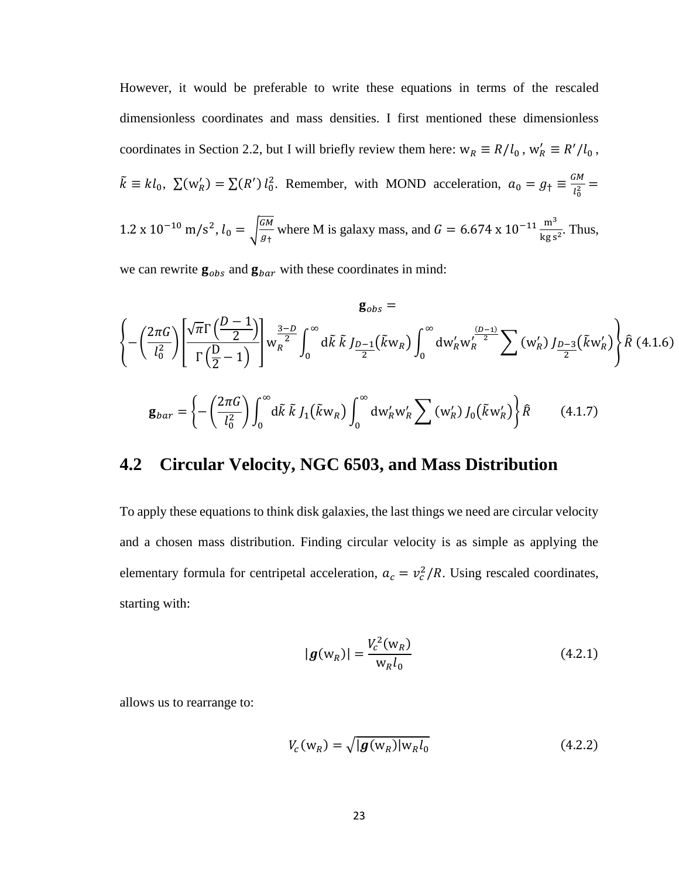However, it would be preferable to write these equations in terms of the rescaled dimensionless coordinates and mass densities. I first mentioned these dimensionless coordinates in Section 2.2, but I will briefly review them here: $\mathrm{w}_R \equiv R/l_0$, $\mathrm{w}'_R \equiv R'/l_0$, $\tilde{k} \equiv k l_0$, $\sum(\mathrm{w}'_R) = \sum(R')\, l_0^2$. Remember, with MOND acceleration, $a_0 = g_\dagger \equiv \frac{GM}{l_0^2} = 1.2 \text{ x } 10^{-10}\ \mathrm{m/s^2}$, $l_0 = \sqrt{\frac{GM}{g_\dagger}}$ where M is galaxy mass, and $G = 6.674 \text{ x } 10^{-11}\ \frac{\mathrm{m}^3}{\mathrm{kg\,s}^2}$. Thus, we can rewrite $\mathbf{g}_{obs}$ and $\mathbf{g}_{bar}$ with these coordinates in mind:

$$\mathbf{g}_{obs} = \left\{ -\left(\frac{2\pi G}{l_0^2}\right) \left[\frac{\sqrt{\pi}\,\Gamma\left(\frac{D-1}{2}\right)}{\Gamma\left(\frac{D}{2}-1\right)}\right] \mathrm{w}_R^{\frac{3-D}{2}} \int_0^\infty \mathrm{d}\tilde{k}\, \tilde{k}\, J_{\frac{D-1}{2}}\left(\tilde{k}\mathrm{w}_R\right) \int_0^\infty \mathrm{dw}'_R \mathrm{w}_R'^{\frac{(D-1)}{2}} \sum(\mathrm{w}'_R)\, J_{\frac{D-3}{2}}\left(\tilde{k}\mathrm{w}'_R\right) \right\} \hat{R} \quad (4.1.6)$$

$$\mathbf{g}_{bar} = \left\{ -\left(\frac{2\pi G}{l_0^2}\right) \int_0^\infty \mathrm{d}\tilde{k}\, \tilde{k}\, J_1\left(\tilde{k}\mathrm{w}_R\right) \int_0^\infty \mathrm{dw}'_R \mathrm{w}'_R \sum(\mathrm{w}'_R)\, J_0\left(\tilde{k}\mathrm{w}'_R\right) \right\} \hat{R} \qquad (4.1.7)$$

## 4.2 Circular Velocity, NGC 6503, and Mass Distribution

To apply these equations to think disk galaxies, the last things we need are circular velocity and a chosen mass distribution. Finding circular velocity is as simple as applying the elementary formula for centripetal acceleration, $a_c = v_c^2/R$. Using rescaled coordinates, starting with:

$$|\boldsymbol{g}(\mathrm{w}_R)| = \frac{V_c^{\,2}(\mathrm{w}_R)}{\mathrm{w}_R l_0} \qquad (4.2.1)$$

allows us to rearrange to:

$$V_c(\mathrm{w}_R) = \sqrt{|\boldsymbol{g}(\mathrm{w}_R)|\mathrm{w}_R l_0} \qquad (4.2.2)$$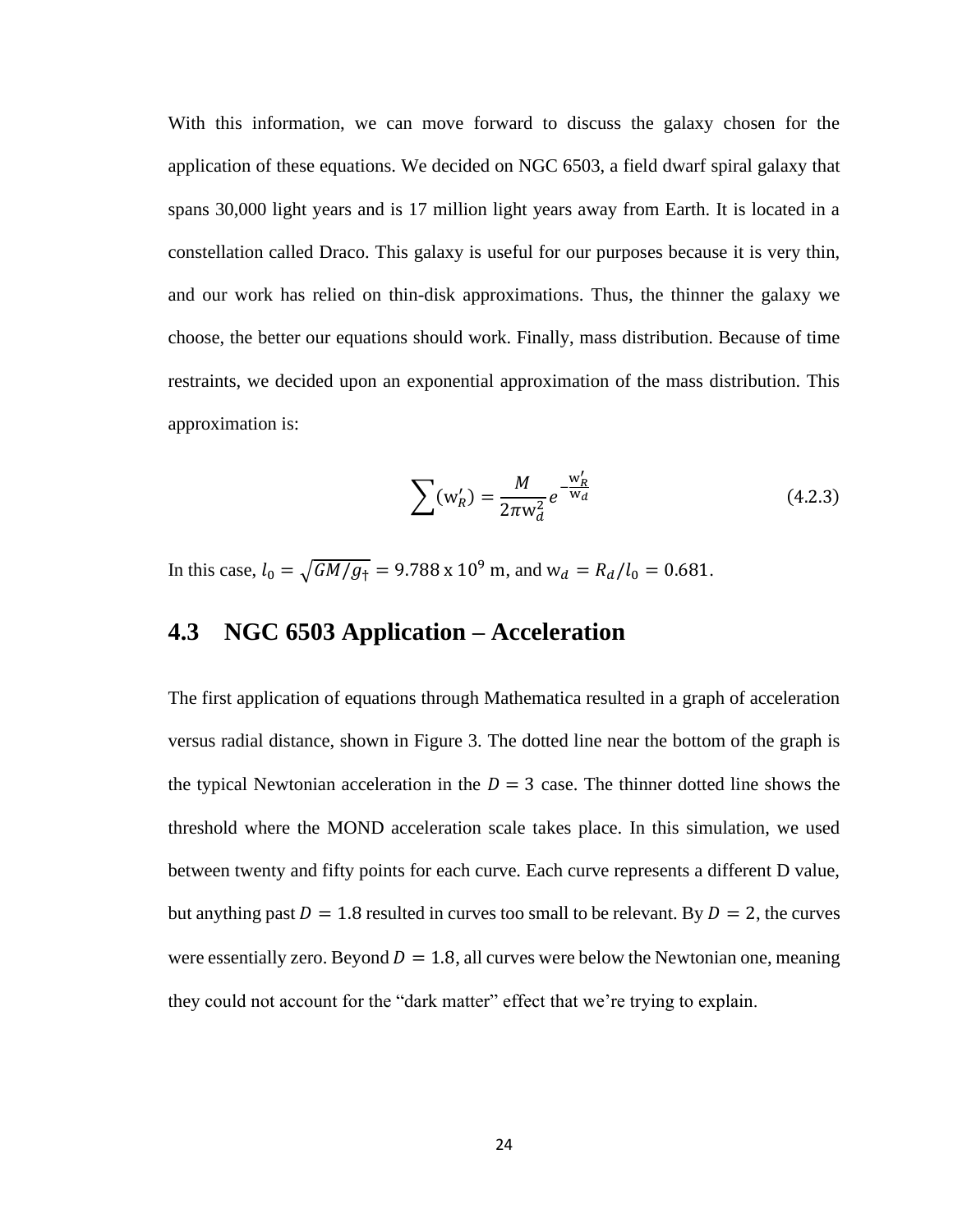With this information, we can move forward to discuss the galaxy chosen for the application of these equations. We decided on NGC 6503, a field dwarf spiral galaxy that spans 30,000 light years and is 17 million light years away from Earth. It is located in a constellation called Draco. This galaxy is useful for our purposes because it is very thin, and our work has relied on thin-disk approximations. Thus, the thinner the galaxy we choose, the better our equations should work. Finally, mass distribution. Because of time restraints, we decided upon an exponential approximation of the mass distribution. This approximation is:

$$\sum(\mathrm{w}_R') = \frac{M}{2\pi \mathrm{w}_d^2} e^{-\frac{\mathrm{w}_R'}{\mathrm{w}_d}} \tag{4.2.3}$$

In this case, $l_0 = \sqrt{GM/g_\dagger} = 9.788 \times 10^9$ m, and $\mathrm{w}_d = R_d/l_0 = 0.681$.

## 4.3 NGC 6503 Application – Acceleration

The first application of equations through Mathematica resulted in a graph of acceleration versus radial distance, shown in Figure 3. The dotted line near the bottom of the graph is the typical Newtonian acceleration in the $D = 3$ case. The thinner dotted line shows the threshold where the MOND acceleration scale takes place. In this simulation, we used between twenty and fifty points for each curve. Each curve represents a different D value, but anything past $D = 1.8$ resulted in curves too small to be relevant. By $D = 2$, the curves were essentially zero. Beyond $D = 1.8$, all curves were below the Newtonian one, meaning they could not account for the "dark matter" effect that we're trying to explain.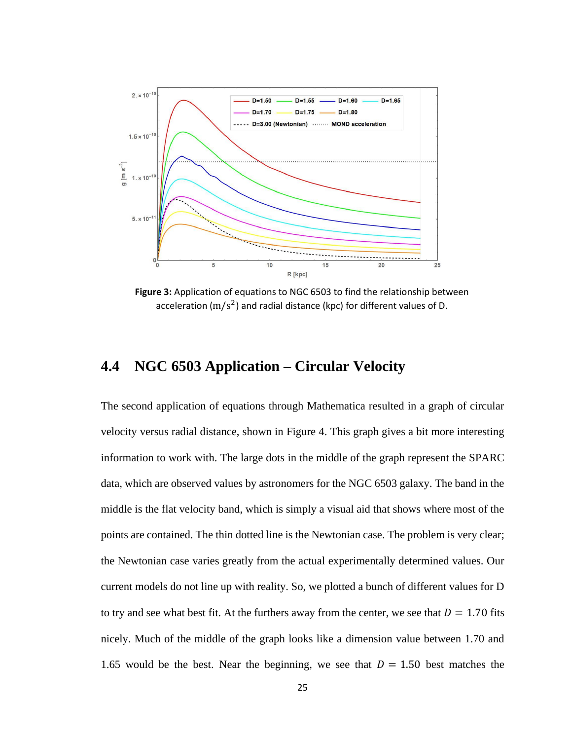**Figure 3:** Application of equations to NGC 6503 to find the relationship between acceleration ($\mathrm{m}/s^2$) and radial distance (kpc) for different values of D.

## 4.4 NGC 6503 Application – Circular Velocity

The second application of equations through Mathematica resulted in a graph of circular velocity versus radial distance, shown in Figure 4. This graph gives a bit more interesting information to work with. The large dots in the middle of the graph represent the SPARC data, which are observed values by astronomers for the NGC 6503 galaxy. The band in the middle is the flat velocity band, which is simply a visual aid that shows where most of the points are contained. The thin dotted line is the Newtonian case. The problem is very clear; the Newtonian case varies greatly from the actual experimentally determined values. Our current models do not line up with reality. So, we plotted a bunch of different values for D to try and see what best fit. At the furthers away from the center, we see that $D = 1.70$ fits nicely. Much of the middle of the graph looks like a dimension value between 1.70 and 1.65 would be the best. Near the beginning, we see that $D = 1.50$ best matches the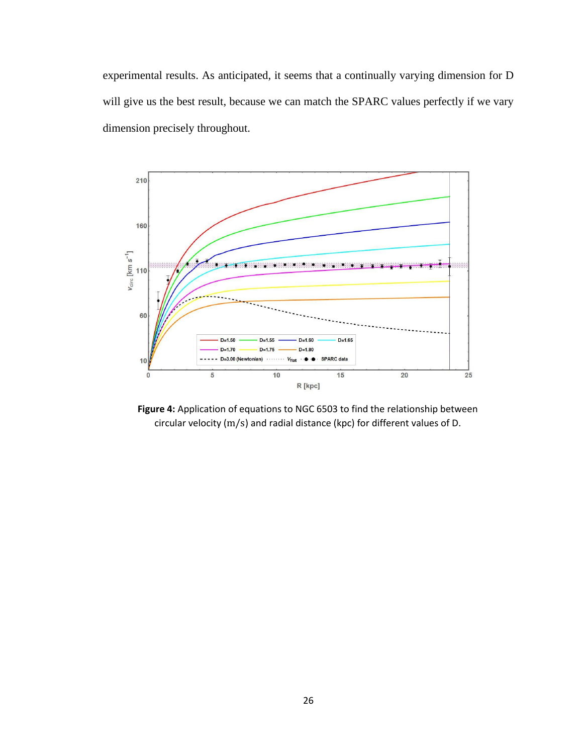experimental results. As anticipated, it seems that a continually varying dimension for D will give us the best result, because we can match the SPARC values perfectly if we vary dimension precisely throughout.

**Figure 4:** Application of equations to NGC 6503 to find the relationship between circular velocity (m/s) and radial distance (kpc) for different values of D.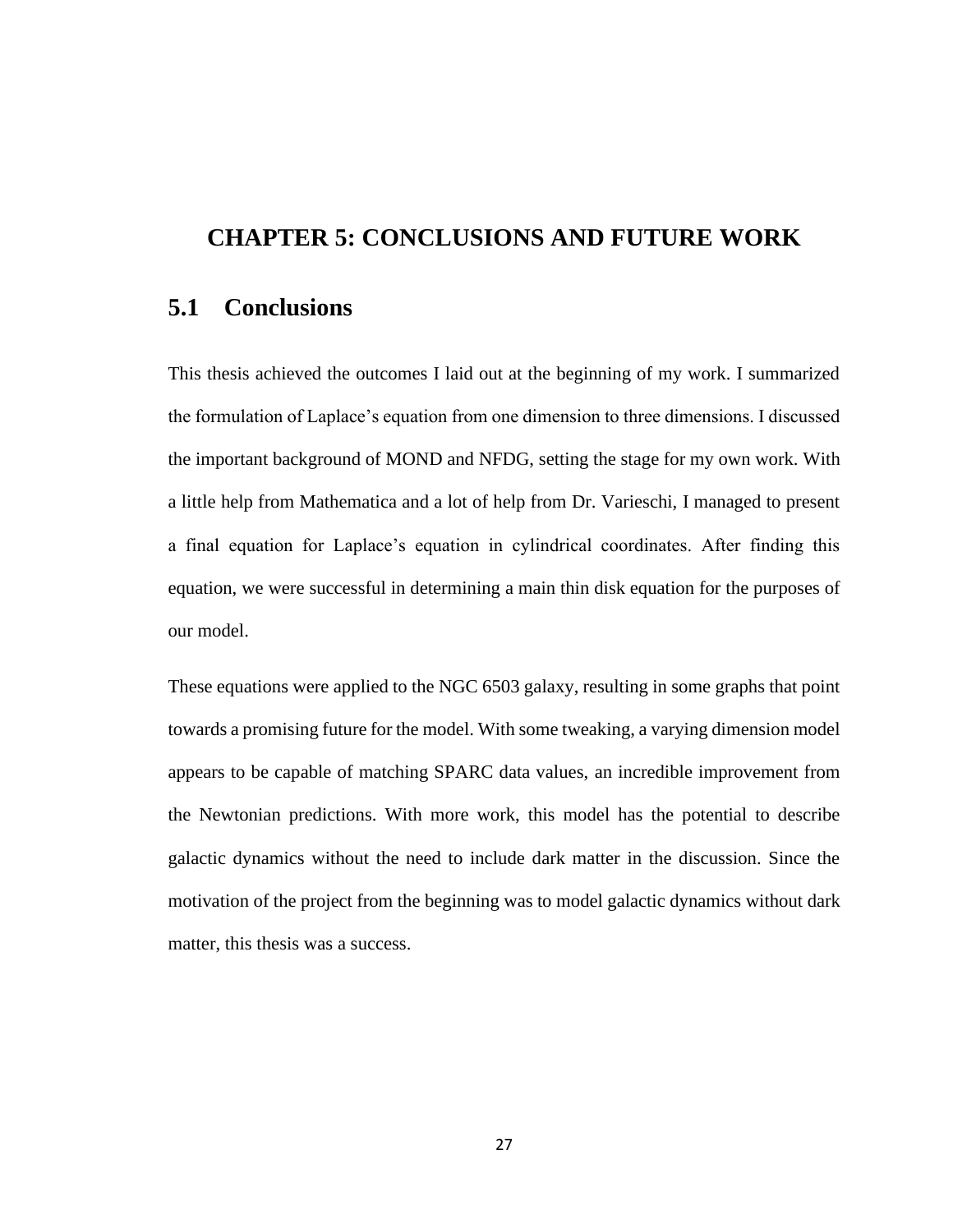# CHAPTER 5: CONCLUSIONS AND FUTURE WORK

## 5.1 Conclusions

This thesis achieved the outcomes I laid out at the beginning of my work. I summarized the formulation of Laplace's equation from one dimension to three dimensions. I discussed the important background of MOND and NFDG, setting the stage for my own work. With a little help from Mathematica and a lot of help from Dr. Varieschi, I managed to present a final equation for Laplace's equation in cylindrical coordinates. After finding this equation, we were successful in determining a main thin disk equation for the purposes of our model.

These equations were applied to the NGC 6503 galaxy, resulting in some graphs that point towards a promising future for the model. With some tweaking, a varying dimension model appears to be capable of matching SPARC data values, an incredible improvement from the Newtonian predictions. With more work, this model has the potential to describe galactic dynamics without the need to include dark matter in the discussion. Since the motivation of the project from the beginning was to model galactic dynamics without dark matter, this thesis was a success.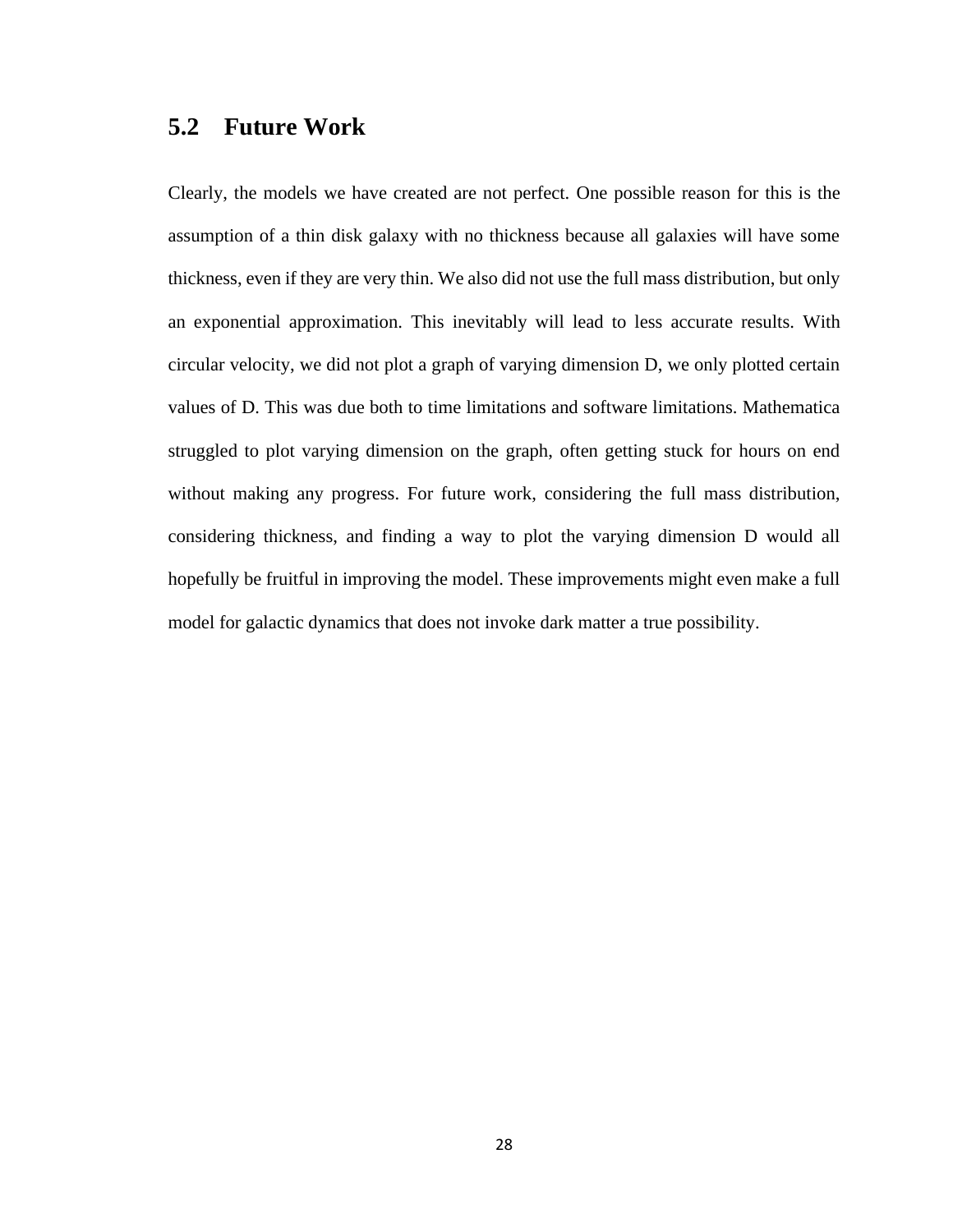## 5.2 Future Work

Clearly, the models we have created are not perfect. One possible reason for this is the assumption of a thin disk galaxy with no thickness because all galaxies will have some thickness, even if they are very thin. We also did not use the full mass distribution, but only an exponential approximation. This inevitably will lead to less accurate results. With circular velocity, we did not plot a graph of varying dimension D, we only plotted certain values of D. This was due both to time limitations and software limitations. Mathematica struggled to plot varying dimension on the graph, often getting stuck for hours on end without making any progress. For future work, considering the full mass distribution, considering thickness, and finding a way to plot the varying dimension D would all hopefully be fruitful in improving the model. These improvements might even make a full model for galactic dynamics that does not invoke dark matter a true possibility.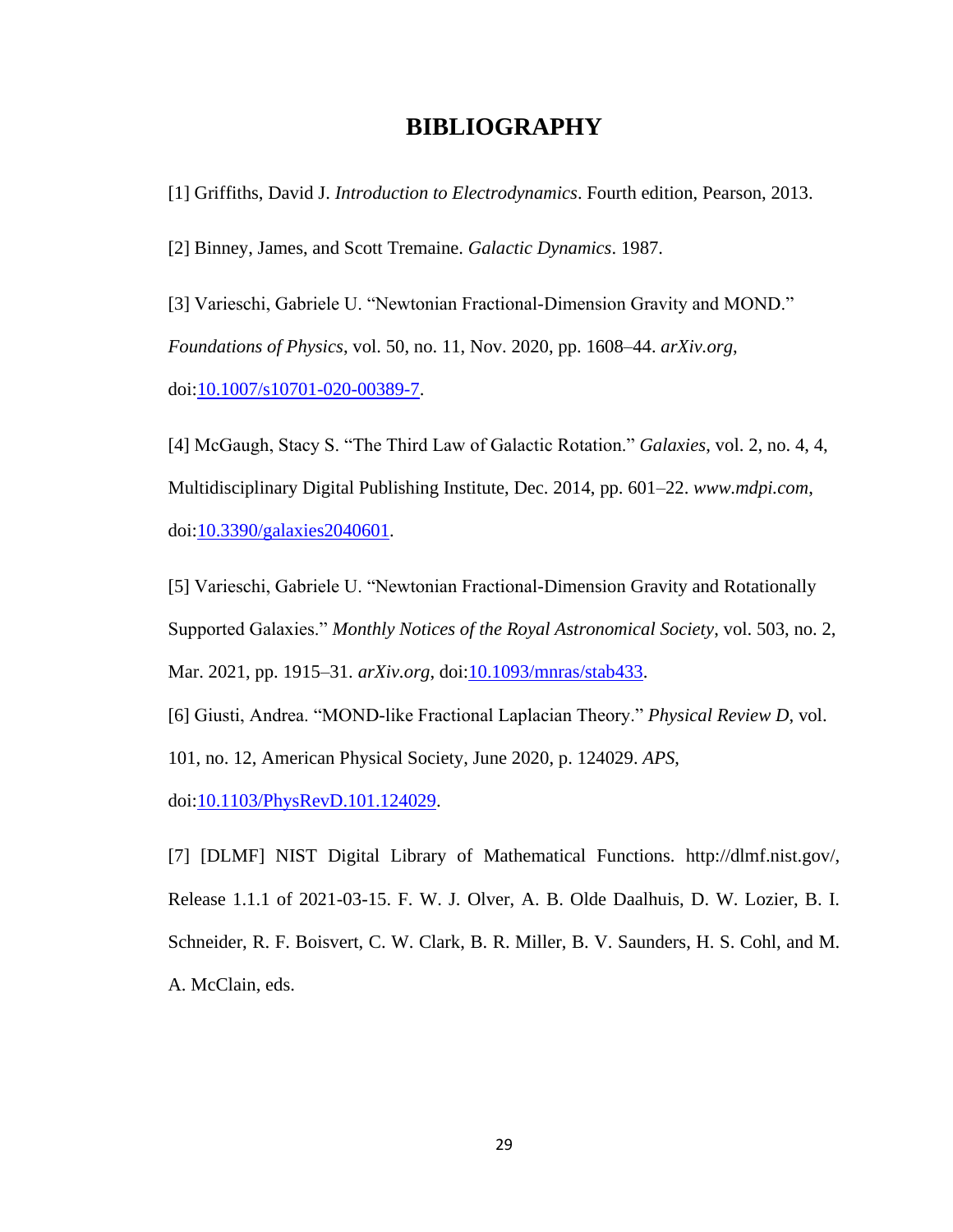# BIBLIOGRAPHY

[1] Griffiths, David J. *Introduction to Electrodynamics*. Fourth edition, Pearson, 2013.

[2] Binney, James, and Scott Tremaine. *Galactic Dynamics*. 1987.

[3] Varieschi, Gabriele U. "Newtonian Fractional-Dimension Gravity and MOND." *Foundations of Physics*, vol. 50, no. 11, Nov. 2020, pp. 1608–44. *arXiv.org*, doi:10.1007/s10701-020-00389-7.

[4] McGaugh, Stacy S. "The Third Law of Galactic Rotation." *Galaxies*, vol. 2, no. 4, 4, Multidisciplinary Digital Publishing Institute, Dec. 2014, pp. 601–22. *www.mdpi.com*, doi:10.3390/galaxies2040601.

[5] Varieschi, Gabriele U. "Newtonian Fractional-Dimension Gravity and Rotationally Supported Galaxies." *Monthly Notices of the Royal Astronomical Society*, vol. 503, no. 2, Mar. 2021, pp. 1915–31. *arXiv.org*, doi:10.1093/mnras/stab433.

[6] Giusti, Andrea. "MOND-like Fractional Laplacian Theory." *Physical Review D*, vol. 101, no. 12, American Physical Society, June 2020, p. 124029. *APS*, doi:10.1103/PhysRevD.101.124029.

[7] [DLMF] NIST Digital Library of Mathematical Functions. http://dlmf.nist.gov/, Release 1.1.1 of 2021-03-15. F. W. J. Olver, A. B. Olde Daalhuis, D. W. Lozier, B. I. Schneider, R. F. Boisvert, C. W. Clark, B. R. Miller, B. V. Saunders, H. S. Cohl, and M. A. McClain, eds.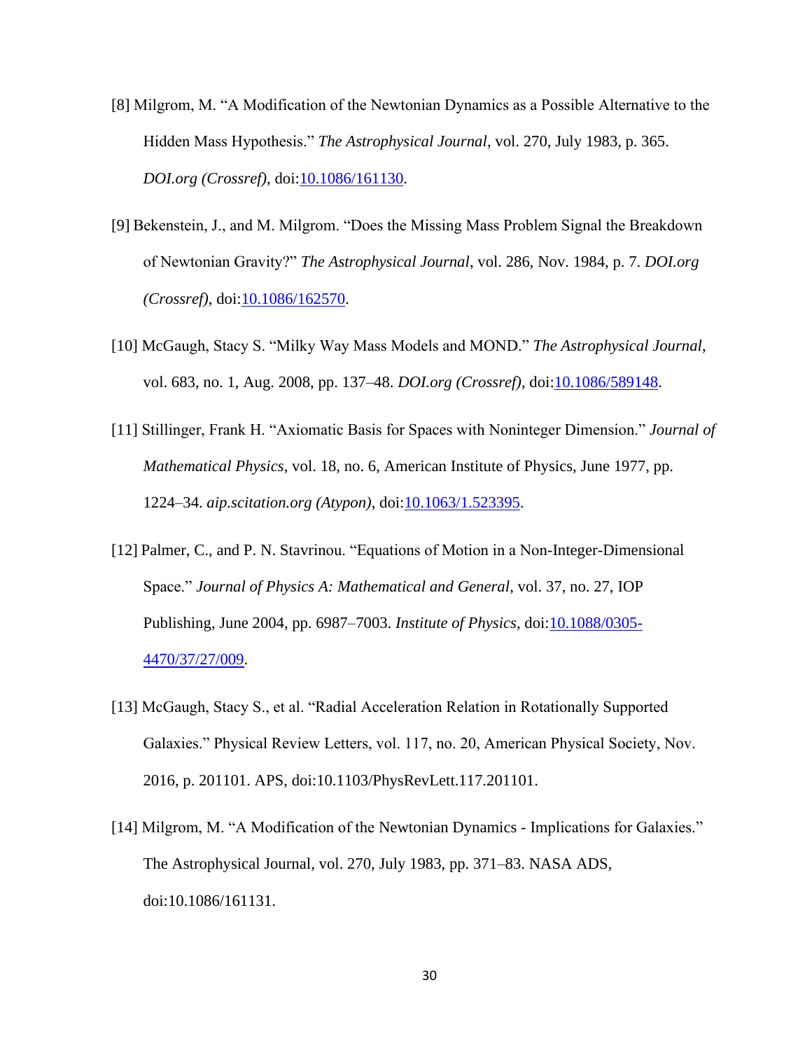[8] Milgrom, M. “A Modification of the Newtonian Dynamics as a Possible Alternative to the Hidden Mass Hypothesis.” *The Astrophysical Journal*, vol. 270, July 1983, p. 365. *DOI.org (Crossref)*, doi:10.1086/161130.

[9] Bekenstein, J., and M. Milgrom. “Does the Missing Mass Problem Signal the Breakdown of Newtonian Gravity?” *The Astrophysical Journal*, vol. 286, Nov. 1984, p. 7. *DOI.org (Crossref)*, doi:10.1086/162570.

[10] McGaugh, Stacy S. “Milky Way Mass Models and MOND.” *The Astrophysical Journal*, vol. 683, no. 1, Aug. 2008, pp. 137–48. *DOI.org (Crossref)*, doi:10.1086/589148.

[11] Stillinger, Frank H. “Axiomatic Basis for Spaces with Noninteger Dimension.” *Journal of Mathematical Physics*, vol. 18, no. 6, American Institute of Physics, June 1977, pp. 1224–34. *aip.scitation.org (Atypon)*, doi:10.1063/1.523395.

[12] Palmer, C., and P. N. Stavrinou. “Equations of Motion in a Non-Integer-Dimensional Space.” *Journal of Physics A: Mathematical and General*, vol. 37, no. 27, IOP Publishing, June 2004, pp. 6987–7003. *Institute of Physics*, doi:10.1088/0305-4470/37/27/009.

[13] McGaugh, Stacy S., et al. “Radial Acceleration Relation in Rotationally Supported Galaxies.” Physical Review Letters, vol. 117, no. 20, American Physical Society, Nov. 2016, p. 201101. APS, doi:10.1103/PhysRevLett.117.201101.

[14] Milgrom, M. “A Modification of the Newtonian Dynamics - Implications for Galaxies.” The Astrophysical Journal, vol. 270, July 1983, pp. 371–83. NASA ADS, doi:10.1086/161131.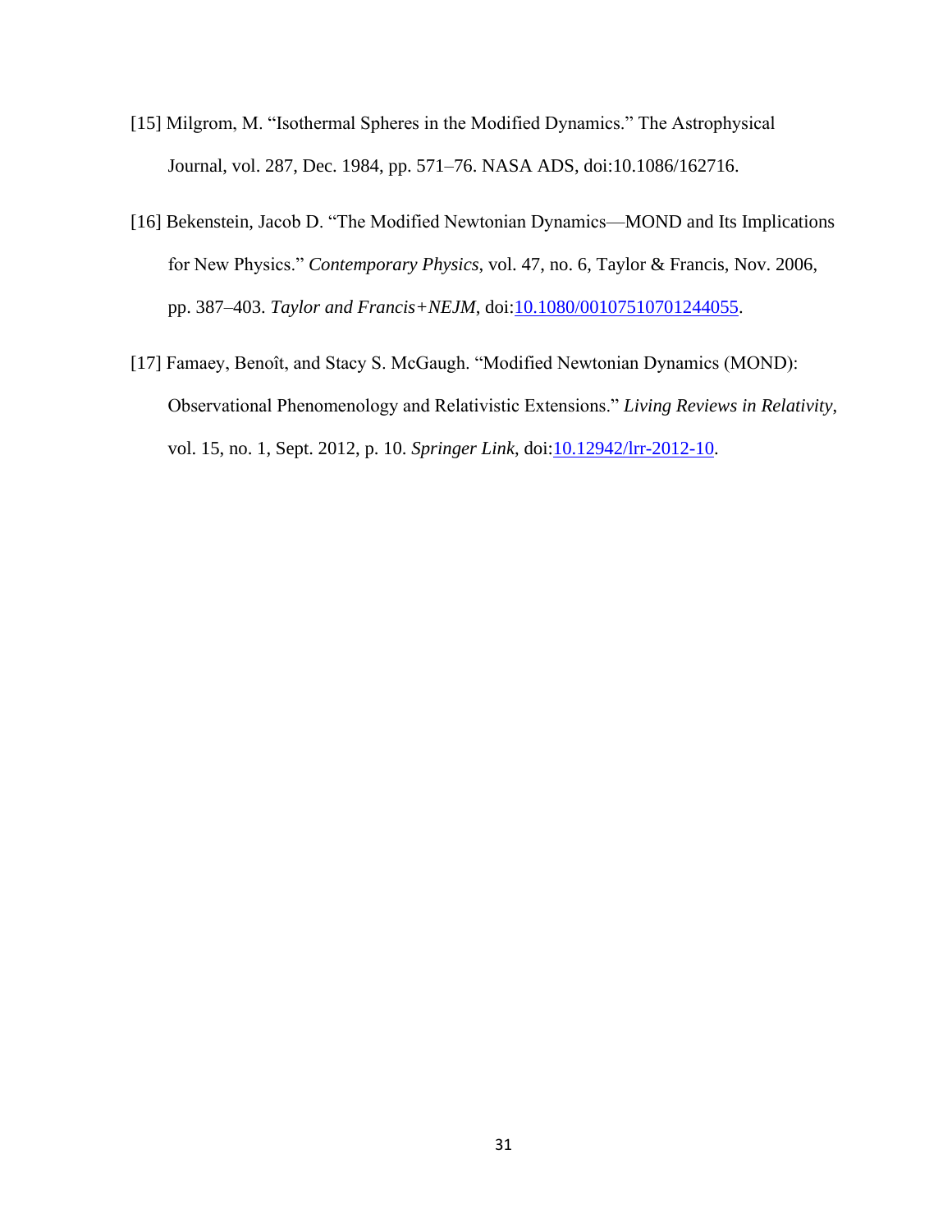[15] Milgrom, M. "Isothermal Spheres in the Modified Dynamics." The Astrophysical Journal, vol. 287, Dec. 1984, pp. 571–76. NASA ADS, doi:10.1086/162716.

[16] Bekenstein, Jacob D. "The Modified Newtonian Dynamics—MOND and Its Implications for New Physics." *Contemporary Physics*, vol. 47, no. 6, Taylor & Francis, Nov. 2006, pp. 387–403. *Taylor and Francis+NEJM*, doi:10.1080/00107510701244055.

[17] Famaey, Benoît, and Stacy S. McGaugh. "Modified Newtonian Dynamics (MOND): Observational Phenomenology and Relativistic Extensions." *Living Reviews in Relativity*, vol. 15, no. 1, Sept. 2012, p. 10. *Springer Link*, doi:10.12942/lrr-2012-10.